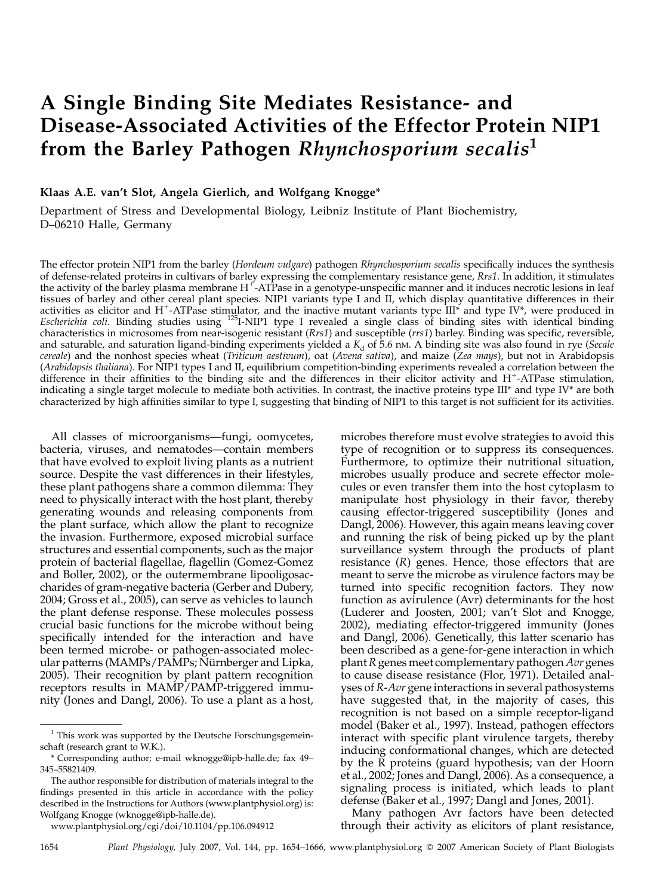# A Single Binding Site Mediates Resistance- and Disease-Associated Activities of the Effector Protein NIP1 from the Barley Pathogen *Rhynchosporium secalis*[1]

**Klaas A.E. van't Slot, Angela Gierlich, and Wolfgang Knogge***

Department of Stress and Developmental Biology, Leibniz Institute of Plant Biochemistry, D–06210 Halle, Germany

The effector protein NIP1 from the barley (*Hordeum vulgare*) pathogen *Rhynchosporium secalis* specifically induces the synthesis of defense-related proteins in cultivars of barley expressing the complementary resistance gene, *Rrs1*. In addition, it stimulates the activity of the barley plasma membrane $H^+$-ATPase in a genotype-unspecific manner and it induces necrotic lesions in leaf tissues of barley and other cereal plant species. NIP1 variants type I and II, which display quantitative differences in their activities as elicitor and $H^+$-ATPase stimulator, and the inactive mutant variants type III* and type IV*, were produced in *Escherichia coli*. Binding studies using $^{125}$I-NIP1 type I revealed a single class of binding sites with identical binding characteristics in microsomes from near-isogenic resistant (*Rrs1*) and susceptible (*rrs1*) barley. Binding was specific, reversible, and saturable, and saturation ligand-binding experiments yielded a $K_d$ of 5.6 nM. A binding site was also found in rye (*Secale cereale*) and the nonhost species wheat (*Triticum aestivum*), oat (*Avena sativa*), and maize (*Zea mays*), but not in Arabidopsis (*Arabidopsis thaliana*). For NIP1 types I and II, equilibrium competition-binding experiments revealed a correlation between the difference in their affinities to the binding site and the differences in their elicitor activity and $H^+$-ATPase stimulation, indicating a single target molecule to mediate both activities. In contrast, the inactive proteins type III* and type IV* are both characterized by high affinities similar to type I, suggesting that binding of NIP1 to this target is not sufficient for its activities.

All classes of microorganisms—fungi, oomycetes, bacteria, viruses, and nematodes—contain members that have evolved to exploit living plants as a nutrient source. Despite the vast differences in their lifestyles, these plant pathogens share a common dilemma: They need to physically interact with the host plant, thereby generating wounds and releasing components from the plant surface, which allow the plant to recognize the invasion. Furthermore, exposed microbial surface structures and essential components, such as the major protein of bacterial flagellae, flagellin (Gomez-Gomez and Boller, 2002), or the outermembrane lipooligosaccharides of gram-negative bacteria (Gerber and Dubery, 2004; Gross et al., 2005), can serve as vehicles to launch the plant defense response. These molecules possess crucial basic functions for the microbe without being specifically intended for the interaction and have been termed microbe- or pathogen-associated molecular patterns (MAMPs/PAMPs; Nürnberger and Lipka, 2005). Their recognition by plant pattern recognition receptors results in MAMP/PAMP-triggered immunity (Jones and Dangl, 2006). To use a plant as a host, microbes therefore must evolve strategies to avoid this type of recognition or to suppress its consequences. Furthermore, to optimize their nutritional situation, microbes usually produce and secrete effector molecules or even transfer them into the host cytoplasm to manipulate host physiology in their favor, thereby causing effector-triggered susceptibility (Jones and Dangl, 2006). However, this again means leaving cover and running the risk of being picked up by the plant surveillance system through the products of plant resistance (*R*) genes. Hence, those effectors that are meant to serve the microbe as virulence factors may be turned into specific recognition factors. They now function as avirulence (Avr) determinants for the host (Luderer and Joosten, 2001; van't Slot and Knogge, 2002), mediating effector-triggered immunity (Jones and Dangl, 2006). Genetically, this latter scenario has been described as a gene-for-gene interaction in which plant *R* genes meet complementary pathogen *Avr* genes to cause disease resistance (Flor, 1971). Detailed analyses of *R-Avr* gene interactions in several pathosystems have suggested that, in the majority of cases, this recognition is not based on a simple receptor-ligand model (Baker et al., 1997). Instead, pathogen effectors interact with specific plant virulence targets, thereby inducing conformational changes, which are detected by the R proteins (guard hypothesis; van der Hoorn et al., 2002; Jones and Dangl, 2006). As a consequence, a signaling process is initiated, which leads to plant defense (Baker et al., 1997; Dangl and Jones, 2001).

Many pathogen Avr factors have been detected through their activity as elicitors of plant resistance,

---

[1] This work was supported by the Deutsche Forschungsgemeinschaft (research grant to W.K.).

\* Corresponding author; e-mail wknogge@ipb-halle.de; fax 49–345–55821409.

The author responsible for distribution of materials integral to the findings presented in this article in accordance with the policy described in the Instructions for Authors (www.plantphysiol.org) is: Wolfgang Knogge (wknogge@ipb-halle.de).

www.plantphysiol.org/cgi/doi/10.1104/pp.106.094912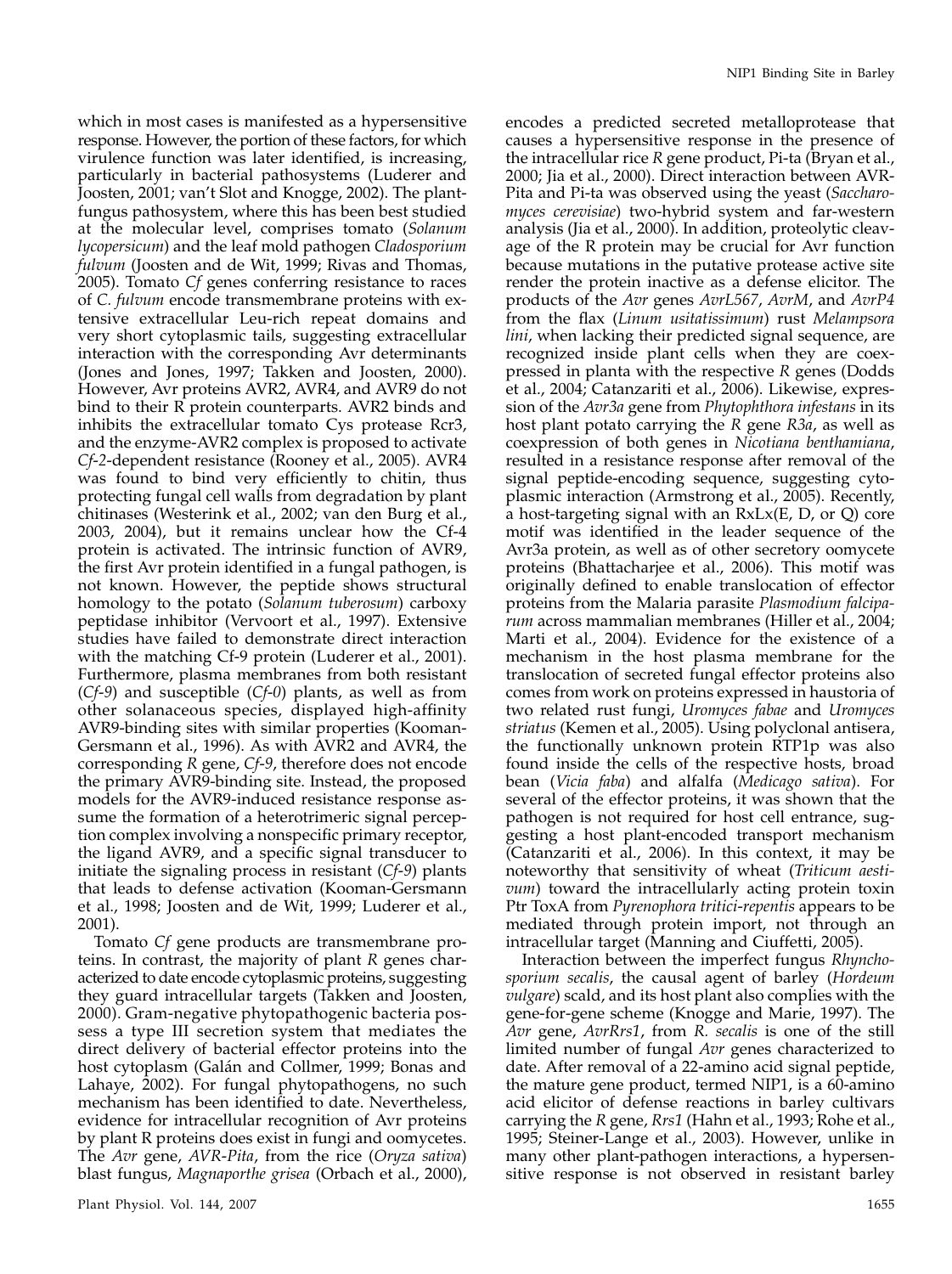which in most cases is manifested as a hypersensitive response. However, the portion of these factors, for which virulence function was later identified, is increasing, particularly in bacterial pathosystems (Luderer and Joosten, 2001; van't Slot and Knogge, 2002). The plant-fungus pathosystem, where this has been best studied at the molecular level, comprises tomato (*Solanum lycopersicum*) and the leaf mold pathogen *Cladosporium fulvum* (Joosten and de Wit, 1999; Rivas and Thomas, 2005). Tomato *Cf* genes conferring resistance to races of *C. fulvum* encode transmembrane proteins with extensive extracellular Leu-rich repeat domains and very short cytoplasmic tails, suggesting extracellular interaction with the corresponding Avr determinants (Jones and Jones, 1997; Takken and Joosten, 2000). However, Avr proteins AVR2, AVR4, and AVR9 do not bind to their R protein counterparts. AVR2 binds and inhibits the extracellular tomato Cys protease Rcr3, and the enzyme-AVR2 complex is proposed to activate *Cf-2*-dependent resistance (Rooney et al., 2005). AVR4 was found to bind very efficiently to chitin, thus protecting fungal cell walls from degradation by plant chitinases (Westerink et al., 2002; van den Burg et al., 2003, 2004), but it remains unclear how the Cf-4 protein is activated. The intrinsic function of AVR9, the first Avr protein identified in a fungal pathogen, is not known. However, the peptide shows structural homology to the potato (*Solanum tuberosum*) carboxy peptidase inhibitor (Vervoort et al., 1997). Extensive studies have failed to demonstrate direct interaction with the matching Cf-9 protein (Luderer et al., 2001). Furthermore, plasma membranes from both resistant (*Cf-9*) and susceptible (*Cf-0*) plants, as well as from other solanaceous species, displayed high-affinity AVR9-binding sites with similar properties (Kooman-Gersmann et al., 1996). As with AVR2 and AVR4, the corresponding *R* gene, *Cf-9*, therefore does not encode the primary AVR9-binding site. Instead, the proposed models for the AVR9-induced resistance response assume the formation of a heterotrimeric signal perception complex involving a nonspecific primary receptor, the ligand AVR9, and a specific signal transducer to initiate the signaling process in resistant (*Cf-9*) plants that leads to defense activation (Kooman-Gersmann et al., 1998; Joosten and de Wit, 1999; Luderer et al., 2001).

Tomato *Cf* gene products are transmembrane proteins. In contrast, the majority of plant *R* genes characterized to date encode cytoplasmic proteins, suggesting they guard intracellular targets (Takken and Joosten, 2000). Gram-negative phytopathogenic bacteria possess a type III secretion system that mediates the direct delivery of bacterial effector proteins into the host cytoplasm (Galán and Collmer, 1999; Bonas and Lahaye, 2002). For fungal phytopathogens, no such mechanism has been identified to date. Nevertheless, evidence for intracellular recognition of Avr proteins by plant R proteins does exist in fungi and oomycetes. The *Avr* gene, *AVR-Pita*, from the rice (*Oryza sativa*) blast fungus, *Magnaporthe grisea* (Orbach et al., 2000), encodes a predicted secreted metalloprotease that causes a hypersensitive response in the presence of the intracellular rice *R* gene product, Pi-ta (Bryan et al., 2000; Jia et al., 2000). Direct interaction between AVR-Pita and Pi-ta was observed using the yeast (*Saccharomyces cerevisiae*) two-hybrid system and far-western analysis (Jia et al., 2000). In addition, proteolytic cleavage of the R protein may be crucial for Avr function because mutations in the putative protease active site render the protein inactive as a defense elicitor. The products of the *Avr* genes *AvrL567*, *AvrM*, and *AvrP4* from the flax (*Linum usitatissimum*) rust *Melampsora lini*, when lacking their predicted signal sequence, are recognized inside plant cells when they are coexpressed in planta with the respective *R* genes (Dodds et al., 2004; Catanzariti et al., 2006). Likewise, expression of the *Avr3a* gene from *Phytophthora infestans* in its host plant potato carrying the *R* gene *R3a*, as well as coexpression of both genes in *Nicotiana benthamiana*, resulted in a resistance response after removal of the signal peptide-encoding sequence, suggesting cytoplasmic interaction (Armstrong et al., 2005). Recently, a host-targeting signal with an RxLx(E, D, or Q) core motif was identified in the leader sequence of the Avr3a protein, as well as of other secretory oomycete proteins (Bhattacharjee et al., 2006). This motif was originally defined to enable translocation of effector proteins from the Malaria parasite *Plasmodium falciparum* across mammalian membranes (Hiller et al., 2004; Marti et al., 2004). Evidence for the existence of a mechanism in the host plasma membrane for the translocation of secreted fungal effector proteins also comes from work on proteins expressed in haustoria of two related rust fungi, *Uromyces fabae* and *Uromyces striatus* (Kemen et al., 2005). Using polyclonal antisera, the functionally unknown protein RTP1p was also found inside the cells of the respective hosts, broad bean (*Vicia faba*) and alfalfa (*Medicago sativa*). For several of the effector proteins, it was shown that the pathogen is not required for host cell entrance, suggesting a host plant-encoded transport mechanism (Catanzariti et al., 2006). In this context, it may be noteworthy that sensitivity of wheat (*Triticum aestivum*) toward the intracellularly acting protein toxin Ptr ToxA from *Pyrenophora tritici-repentis* appears to be mediated through protein import, not through an intracellular target (Manning and Ciuffetti, 2005).

Interaction between the imperfect fungus *Rhynchosporium secalis*, the causal agent of barley (*Hordeum vulgare*) scald, and its host plant also complies with the gene-for-gene scheme (Knogge and Marie, 1997). The *Avr* gene, *AvrRrs1*, from *R. secalis* is one of the still limited number of fungal *Avr* genes characterized to date. After removal of a 22-amino acid signal peptide, the mature gene product, termed NIP1, is a 60-amino acid elicitor of defense reactions in barley cultivars carrying the *R* gene, *Rrs1* (Hahn et al., 1993; Rohe et al., 1995; Steiner-Lange et al., 2003). However, unlike in many other plant-pathogen interactions, a hypersensitive response is not observed in resistant barley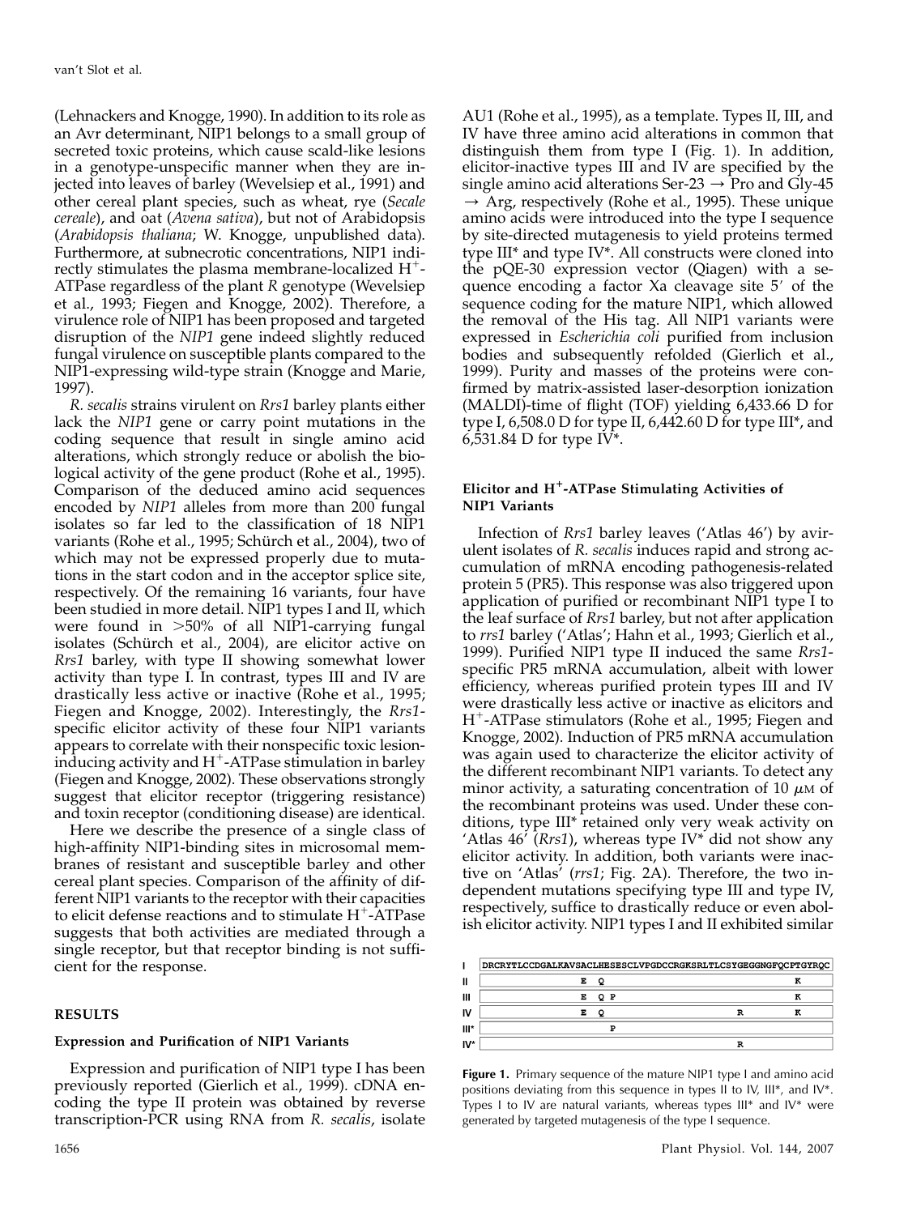(Lehnackers and Knogge, 1990). In addition to its role as an Avr determinant, NIP1 belongs to a small group of secreted toxic proteins, which cause scald-like lesions in a genotype-unspecific manner when they are injected into leaves of barley (Wevelsiep et al., 1991) and other cereal plant species, such as wheat, rye (*Secale cereale*), and oat (*Avena sativa*), but not of Arabidopsis (*Arabidopsis thaliana*; W. Knogge, unpublished data). Furthermore, at subnecrotic concentrations, NIP1 indirectly stimulates the plasma membrane-localized $H^+$-ATPase regardless of the plant *R* genotype (Wevelsiep et al., 1993; Fiegen and Knogge, 2002). Therefore, a virulence role of NIP1 has been proposed and targeted disruption of the *NIP1* gene indeed slightly reduced fungal virulence on susceptible plants compared to the NIP1-expressing wild-type strain (Knogge and Marie, 1997).

*R. secalis* strains virulent on *Rrs1* barley plants either lack the *NIP1* gene or carry point mutations in the coding sequence that result in single amino acid alterations, which strongly reduce or abolish the biological activity of the gene product (Rohe et al., 1995). Comparison of the deduced amino acid sequences encoded by *NIP1* alleles from more than 200 fungal isolates so far led to the classification of 18 NIP1 variants (Rohe et al., 1995; Schürch et al., 2004), two of which may not be expressed properly due to mutations in the start codon and in the acceptor splice site, respectively. Of the remaining 16 variants, four have been studied in more detail. NIP1 types I and II, which were found in >50% of all NIP1-carrying fungal isolates (Schürch et al., 2004), are elicitor active on *Rrs1* barley, with type II showing somewhat lower activity than type I. In contrast, types III and IV are drastically less active or inactive (Rohe et al., 1995; Fiegen and Knogge, 2002). Interestingly, the *Rrs1*-specific elicitor activity of these four NIP1 variants appears to correlate with their nonspecific toxic lesion-inducing activity and $H^+$-ATPase stimulation in barley (Fiegen and Knogge, 2002). These observations strongly suggest that elicitor receptor (triggering resistance) and toxin receptor (conditioning disease) are identical.

Here we describe the presence of a single class of high-affinity NIP1-binding sites in microsomal membranes of resistant and susceptible barley and other cereal plant species. Comparison of the affinity of different NIP1 variants to the receptor with their capacities to elicit defense reactions and to stimulate $H^+$-ATPase suggests that both activities are mediated through a single receptor, but that receptor binding is not sufficient for the response.

## RESULTS

### Expression and Purification of NIP1 Variants

Expression and purification of NIP1 type I has been previously reported (Gierlich et al., 1999). cDNA encoding the type II protein was obtained by reverse transcription-PCR using RNA from *R. secalis*, isolate AU1 (Rohe et al., 1995), as a template. Types II, III, and IV have three amino acid alterations in common that distinguish them from type I (Fig. 1). In addition, elicitor-inactive types III and IV are specified by the single amino acid alterations Ser-23 → Pro and Gly-45 → Arg, respectively (Rohe et al., 1995). These unique amino acids were introduced into the type I sequence by site-directed mutagenesis to yield proteins termed type III* and type IV*. All constructs were cloned into the pQE-30 expression vector (Qiagen) with a sequence encoding a factor Xa cleavage site 5′ of the sequence coding for the mature NIP1, which allowed the removal of the His tag. All NIP1 variants were expressed in *Escherichia coli* purified from inclusion bodies and subsequently refolded (Gierlich et al., 1999). Purity and masses of the proteins were confirmed by matrix-assisted laser-desorption ionization (MALDI)-time of flight (TOF) yielding 6,433.66 D for type I, 6,508.0 D for type II, 6,442.60 D for type III*, and 6,531.84 D for type IV*.

### Elicitor and $H^+$-ATPase Stimulating Activities of NIP1 Variants

Infection of *Rrs1* barley leaves ('Atlas 46') by avirulent isolates of *R. secalis* induces rapid and strong accumulation of mRNA encoding pathogenesis-related protein 5 (PR5). This response was also triggered upon application of purified or recombinant NIP1 type I to the leaf surface of *Rrs1* barley, but not after application to *rrs1* barley ('Atlas'; Hahn et al., 1993; Gierlich et al., 1999). Purified NIP1 type II induced the same *Rrs1*-specific PR5 mRNA accumulation, albeit with lower efficiency, whereas purified protein types III and IV were drastically less active or inactive as elicitors and $H^+$-ATPase stimulators (Rohe et al., 1995; Fiegen and Knogge, 2002). Induction of PR5 mRNA accumulation was again used to characterize the elicitor activity of the different recombinant NIP1 variants. To detect any minor activity, a saturating concentration of 10 $\mu$M of the recombinant proteins was used. Under these conditions, type III* retained only very weak activity on 'Atlas 46' (*Rrs1*), whereas type IV* did not show any elicitor activity. In addition, both variants were inactive on 'Atlas' (*rrs1*; Fig. 2A). Therefore, the two independent mutations specifying type III and type IV, respectively, suffice to drastically reduce or even abolish elicitor activity. NIP1 types I and II exhibited similar

```
I    DRCRYTLCCDGALKAVSACLHESESCLVPGDCCRGKSRLTLCSYGEGGNGFQCPTGYRQC
II                  E  Q                                    K
III                 E  Q   P                                K
IV                  E  Q                     R              K
III*                       P
IV*                                          R
```

**Figure 1.** Primary sequence of the mature NIP1 type I and amino acid positions deviating from this sequence in types II to IV, III*, and IV*. Types I to IV are natural variants, whereas types III* and IV* were generated by targeted mutagenesis of the type I sequence.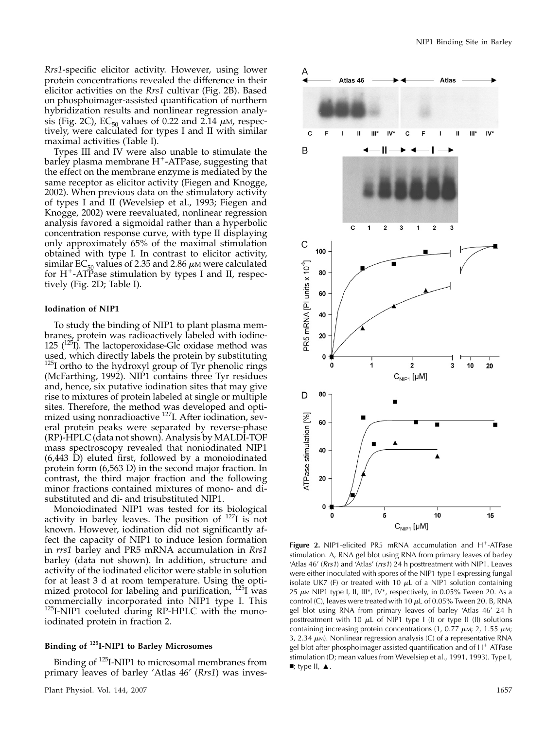*Rrs1*-specific elicitor activity. However, using lower protein concentrations revealed the difference in their elicitor activities on the *Rrs1* cultivar (Fig. 2B). Based on phosphoimager-assisted quantification of northern hybridization results and nonlinear regression analysis (Fig. 2C), $EC_{50}$ values of 0.22 and 2.14 $\mu$M, respectively, were calculated for types I and II with similar maximal activities (Table I).

Types III and IV were also unable to stimulate the barley plasma membrane $H^+$-ATPase, suggesting that the effect on the membrane enzyme is mediated by the same receptor as elicitor activity (Fiegen and Knogge, 2002). When previous data on the stimulatory activity of types I and II (Wevelsiep et al., 1993; Fiegen and Knogge, 2002) were reevaluated, nonlinear regression analysis favored a sigmoidal rather than a hyperbolic concentration response curve, with type II displaying only approximately 65% of the maximal stimulation obtained with type I. In contrast to elicitor activity, similar $EC_{50}$ values of 2.35 and 2.86 $\mu$M were calculated for $H^+$-ATPase stimulation by types I and II, respectively (Fig. 2D; Table I).

### Iodination of NIP1

To study the binding of NIP1 to plant plasma membranes, protein was radioactively labeled with iodine-125 ($^{125}$I). The lactoperoxidase-Glc oxidase method was used, which directly labels the protein by substituting $^{125}$I ortho to the hydroxyl group of Tyr phenolic rings (McFarthing, 1992). NIP1 contains three Tyr residues and, hence, six putative iodination sites that may give rise to mixtures of protein labeled at single or multiple sites. Therefore, the method was developed and optimized using nonradioactive $^{127}$I. After iodination, several protein peaks were separated by reverse-phase (RP)-HPLC (data not shown). Analysis by MALDI-TOF mass spectroscopy revealed that noniodinated NIP1 (6,443 D) eluted first, followed by a monoiodinated protein form (6,563 D) in the second major fraction. In contrast, the third major fraction and the following minor fractions contained mixtures of mono- and disubstituted and di- and trisubstituted NIP1.

Monoiodinated NIP1 was tested for its biological activity in barley leaves. The position of $^{127}$I is not known. However, iodination did not significantly affect the capacity of NIP1 to induce lesion formation in *rrs1* barley and PR5 mRNA accumulation in *Rrs1* barley (data not shown). In addition, structure and activity of the iodinated elicitor were stable in solution for at least 3 d at room temperature. Using the optimized protocol for labeling and purification, $^{125}$I was commercially incorporated into NIP1 type I. This $^{125}$I-NIP1 coeluted during RP-HPLC with the monoiodinated protein in fraction 2.

### Binding of $^{125}$I-NIP1 to Barley Microsomes

Binding of $^{125}$I-NIP1 to microsomal membranes from primary leaves of barley 'Atlas 46' (*Rrs1*) was inves-

A
Atlas 46
Atlas
C F I II III* IV* C F I II III* IV*

B
II I
C 1 2 3 1 2 3

C
PR5 mRNA [PI units x 10$^{-3}$]
$C_{NIP1}$ [µM]

D
ATPase stimulation [%]
$C_{NIP1}$ [µM]

**Figure 2.** NIP1-elicited PR5 mRNA accumulation and $H^+$-ATPase stimulation. A, RNA gel blot using RNA from primary leaves of barley 'Atlas 46' (*Rrs1*) and 'Atlas' (*rrs1*) 24 h posttreatment with NIP1. Leaves were either inoculated with spores of the NIP1 type I-expressing fungal isolate UK7 (F) or treated with 10 $\mu$L of a NIP1 solution containing 25 $\mu$M NIP1 type I, II, III*, IV*, respectively, in 0.05% Tween 20. As a control (C), leaves were treated with 10 $\mu$L of 0.05% Tween 20. B, RNA gel blot using RNA from primary leaves of barley 'Atlas 46' 24 h posttreatment with 10 $\mu$L of NIP1 type I (I) or type II (II) solutions containing increasing protein concentrations (1, 0.77 $\mu$M; 2, 1.55 $\mu$M; 3, 2.34 $\mu$M). Nonlinear regression analysis (C) of a representative RNA gel blot after phosphoimager-assisted quantification and of $H^+$-ATPase stimulation (D; mean values from Wevelsiep et al., 1991, 1993). Type I, ■; type II, ▲.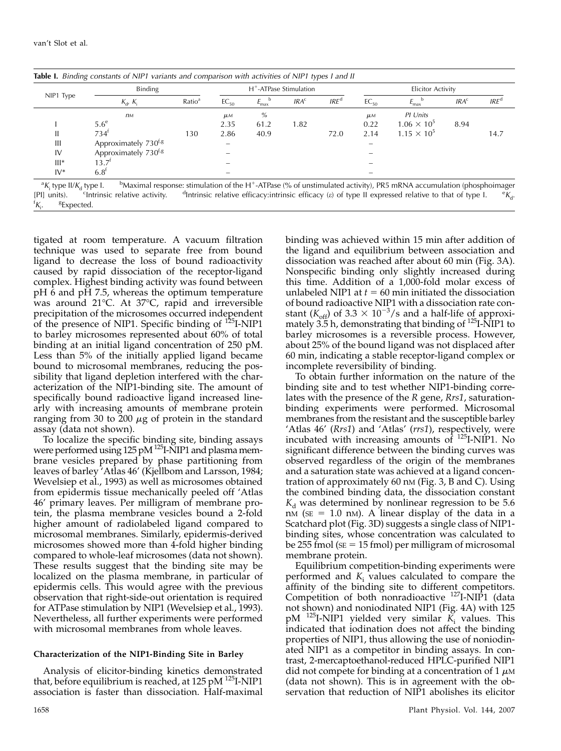**Table I.** *Binding constants of NIP1 variants and comparison with activities of NIP1 types I and II*

| NIP1 Type | Binding | | $H^+$-ATPase Stimulation | | | | Elicitor Activity | | | |
|---|---|---|---|---|---|---|---|---|---|---|
| | $K_d$, $K_i$ | Ratio[a] | $EC_{50}$ | $E_{max}$[b] | $IRA$[c] | $IRE$[d] | $EC_{50}$ | $E_{max}$[b] | $IRA$[c] | $IRE$[d] |
| | nM | | $\mu$M | % | | | $\mu$M | PI Units | | |
| I | 5.6[e] | | 2.35 | 61.2 | 1.82 | | 0.22 | $1.06 \times 10^5$ | 8.94 | |
| II | 734[f] | 130 | 2.86 | 40.9 | | 72.0 | 2.14 | $1.15 \times 10^5$ | | 14.7 |
| III | Approximately 730[f,g] | | – | | | | – | | | |
| IV | Approximately 730[f,g] | | – | | | | – | | | |
| III* | 13.7[f] | | – | | | | – | | | |
| IV* | 6.8[f] | | – | | | | – | | | |

[a] $K_i$ type II/$K_d$ type I. [b] Maximal response: stimulation of the $H^+$-ATPase (% of unstimulated activity), PR5 mRNA accumulation (phosphoimager [PI] units). [c] Intrinsic relative activity. [d] Intrinsic relative efficacy:intrinsic efficacy ($\varepsilon$) of type II expressed relative to that of type I. [e] $K_d$. [f] $K_i$. [g] Expected.

tigated at room temperature. A vacuum filtration technique was used to separate free from bound ligand to decrease the loss of bound radioactivity caused by rapid dissociation of the receptor-ligand complex. Highest binding activity was found between pH 6 and pH 7.5, whereas the optimum temperature was around 21°C. At 37°C, rapid and irreversible precipitation of the microsomes occurred independent of the presence of NIP1. Specific binding of $^{125}$I-NIP1 to barley microsomes represented about 60% of total binding at an initial ligand concentration of 250 pM. Less than 5% of the initially applied ligand became bound to microsomal membranes, reducing the possibility that ligand depletion interfered with the characterization of the NIP1-binding site. The amount of specifically bound radioactive ligand increased linearly with increasing amounts of membrane protein ranging from 30 to 200 $\mu$g of protein in the standard assay (data not shown).

To localize the specific binding site, binding assays were performed using 125 pM $^{125}$I-NIP1 and plasma membrane vesicles prepared by phase partitioning from leaves of barley 'Atlas 46' (Kjellbom and Larsson, 1984; Wevelsiep et al., 1993) as well as microsomes obtained from epidermis tissue mechanically peeled off 'Atlas 46' primary leaves. Per milligram of membrane protein, the plasma membrane vesicles bound a 2-fold higher amount of radiolabeled ligand compared to microsomal membranes. Similarly, epidermis-derived microsomes showed more than 4-fold higher binding compared to whole-leaf microsomes (data not shown). These results suggest that the binding site may be localized on the plasma membrane, in particular of epidermis cells. This would agree with the previous observation that right-side-out orientation is required for ATPase stimulation by NIP1 (Wevelsiep et al., 1993). Nevertheless, all further experiments were performed with microsomal membranes from whole leaves.

### Characterization of the NIP1-Binding Site in Barley

Analysis of elicitor-binding kinetics demonstrated that, before equilibrium is reached, at 125 pM $^{125}$I-NIP1 association is faster than dissociation. Half-maximal binding was achieved within 15 min after addition of the ligand and equilibrium between association and dissociation was reached after about 60 min (Fig. 3A). Nonspecific binding only slightly increased during this time. Addition of a 1,000-fold molar excess of unlabeled NIP1 at $t = 60$ min initiated the dissociation of bound radioactive NIP1 with a dissociation rate constant ($K_{off}$) of $3.3 \times 10^{-3}$/s and a half-life of approximately 3.5 h, demonstrating that binding of $^{125}$I-NIP1 to barley microsomes is a reversible process. However, about 25% of the bound ligand was not displaced after 60 min, indicating a stable receptor-ligand complex or incomplete reversibility of binding.

To obtain further information on the nature of the binding site and to test whether NIP1-binding correlates with the presence of the *R* gene, *Rrs1*, saturation-binding experiments were performed. Microsomal membranes from the resistant and the susceptible barley 'Atlas 46' (*Rrs1*) and 'Atlas' (*rrs1*), respectively, were incubated with increasing amounts of $^{125}$I-NIP1. No significant difference between the binding curves was observed regardless of the origin of the membranes and a saturation state was achieved at a ligand concentration of approximately 60 nM (Fig. 3, B and C). Using the combined binding data, the dissociation constant $K_d$ was determined by nonlinear regression to be 5.6 nM (SE = 1.0 nM). A linear display of the data in a Scatchard plot (Fig. 3D) suggests a single class of NIP1-binding sites, whose concentration was calculated to be 255 fmol (SE = 15 fmol) per milligram of microsomal membrane protein.

Equilibrium competition-binding experiments were performed and $K_i$ values calculated to compare the affinity of the binding site to different competitors. Competition of both nonradioactive $^{127}$I-NIP1 (data not shown) and noniodinated NIP1 (Fig. 4A) with 125 pM $^{125}$I-NIP1 yielded very similar $K_i$ values. This indicated that iodination does not affect the binding properties of NIP1, thus allowing the use of noniodinated NIP1 as a competitor in binding assays. In contrast, 2-mercaptoethanol-reduced HPLC-purified NIP1 did not compete for binding at a concentration of 1 $\mu$M (data not shown). This is in agreement with the observation that reduction of NIP1 abolishes its elicitor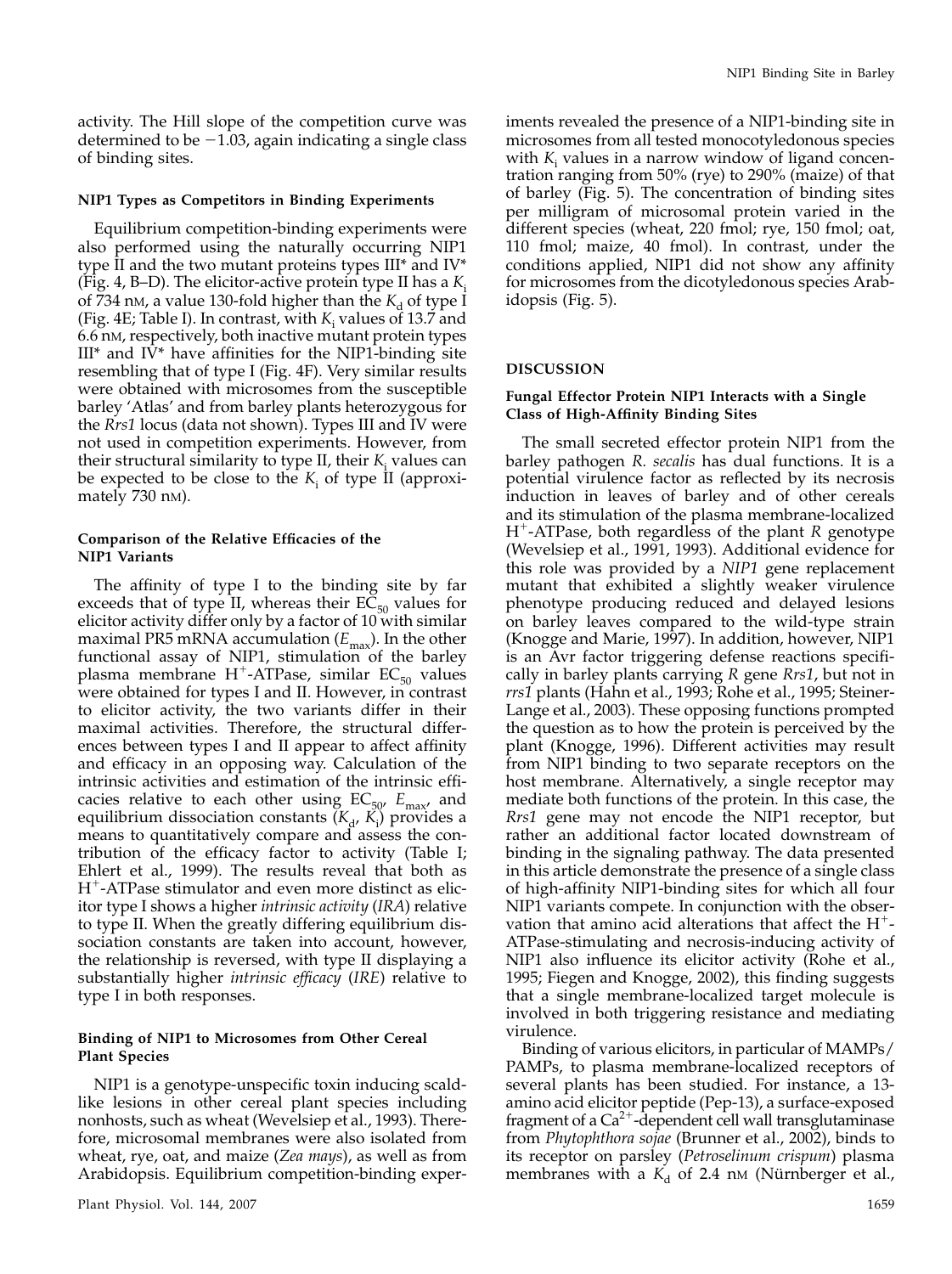activity. The Hill slope of the competition curve was determined to be −1.03, again indicating a single class of binding sites.

### NIP1 Types as Competitors in Binding Experiments

Equilibrium competition-binding experiments were also performed using the naturally occurring NIP1 type II and the two mutant proteins types III* and IV* (Fig. 4, B–D). The elicitor-active protein type II has a $K_i$ of 734 nM, a value 130-fold higher than the $K_d$ of type I (Fig. 4E; Table I). In contrast, with $K_i$ values of 13.7 and 6.6 nM, respectively, both inactive mutant protein types III* and IV* have affinities for the NIP1-binding site resembling that of type I (Fig. 4F). Very similar results were obtained with microsomes from the susceptible barley 'Atlas' and from barley plants heterozygous for the *Rrs1* locus (data not shown). Types III and IV were not used in competition experiments. However, from their structural similarity to type II, their $K_i$ values can be expected to be close to the $K_i$ of type II (approximately 730 nM).

### Comparison of the Relative Efficacies of the NIP1 Variants

The affinity of type I to the binding site by far exceeds that of type II, whereas their $EC_{50}$ values for elicitor activity differ only by a factor of 10 with similar maximal PR5 mRNA accumulation ($E_{max}$). In the other functional assay of NIP1, stimulation of the barley plasma membrane $H^+$-ATPase, similar $EC_{50}$ values were obtained for types I and II. However, in contrast to elicitor activity, the two variants differ in their maximal activities. Therefore, the structural differences between types I and II appear to affect affinity and efficacy in an opposing way. Calculation of the intrinsic activities and estimation of the intrinsic efficacies relative to each other using $EC_{50}$, $E_{max}$, and equilibrium dissociation constants ($K_d$, $K_i$) provides a means to quantitatively compare and assess the contribution of the efficacy factor to activity (Table I; Ehlert et al., 1999). The results reveal that both as $H^+$-ATPase stimulator and even more distinct as elicitor type I shows a higher *intrinsic activity* (*IRA*) relative to type II. When the greatly differing equilibrium dissociation constants are taken into account, however, the relationship is reversed, with type II displaying a substantially higher *intrinsic efficacy* (*IRE*) relative to type I in both responses.

### Binding of NIP1 to Microsomes from Other Cereal Plant Species

NIP1 is a genotype-unspecific toxin inducing scald-like lesions in other cereal plant species including nonhosts, such as wheat (Wevelsiep et al., 1993). Therefore, microsomal membranes were also isolated from wheat, rye, oat, and maize (*Zea mays*), as well as from Arabidopsis. Equilibrium competition-binding experiments revealed the presence of a NIP1-binding site in microsomes from all tested monocotyledonous species with $K_i$ values in a narrow window of ligand concentration ranging from 50% (rye) to 290% (maize) of that of barley (Fig. 5). The concentration of binding sites per milligram of microsomal protein varied in the different species (wheat, 220 fmol; rye, 150 fmol; oat, 110 fmol; maize, 40 fmol). In contrast, under the conditions applied, NIP1 did not show any affinity for microsomes from the dicotyledonous species Arabidopsis (Fig. 5).

## DISCUSSION

### Fungal Effector Protein NIP1 Interacts with a Single Class of High-Affinity Binding Sites

The small secreted effector protein NIP1 from the barley pathogen *R. secalis* has dual functions. It is a potential virulence factor as reflected by its necrosis induction in leaves of barley and of other cereals and its stimulation of the plasma membrane-localized $H^+$-ATPase, both regardless of the plant *R* genotype (Wevelsiep et al., 1991, 1993). Additional evidence for this role was provided by a *NIP1* gene replacement mutant that exhibited a slightly weaker virulence phenotype producing reduced and delayed lesions on barley leaves compared to the wild-type strain (Knogge and Marie, 1997). In addition, however, NIP1 is an Avr factor triggering defense reactions specifically in barley plants carrying *R* gene *Rrs1*, but not in *rrs1* plants (Hahn et al., 1993; Rohe et al., 1995; Steiner-Lange et al., 2003). These opposing functions prompted the question as to how the protein is perceived by the plant (Knogge, 1996). Different activities may result from NIP1 binding to two separate receptors on the host membrane. Alternatively, a single receptor may mediate both functions of the protein. In this case, the *Rrs1* gene may not encode the NIP1 receptor, but rather an additional factor located downstream of binding in the signaling pathway. The data presented in this article demonstrate the presence of a single class of high-affinity NIP1-binding sites for which all four NIP1 variants compete. In conjunction with the observation that amino acid alterations that affect the $H^+$-ATPase-stimulating and necrosis-inducing activity of NIP1 also influence its elicitor activity (Rohe et al., 1995; Fiegen and Knogge, 2002), this finding suggests that a single membrane-localized target molecule is involved in both triggering resistance and mediating virulence.

Binding of various elicitors, in particular of MAMPs/PAMPs, to plasma membrane-localized receptors of several plants has been studied. For instance, a 13-amino acid elicitor peptide (Pep-13), a surface-exposed fragment of a $Ca^{2+}$-dependent cell wall transglutaminase from *Phytophthora sojae* (Brunner et al., 2002), binds to its receptor on parsley (*Petroselinum crispum*) plasma membranes with a $K_d$ of 2.4 nM (Nürnberger et al.,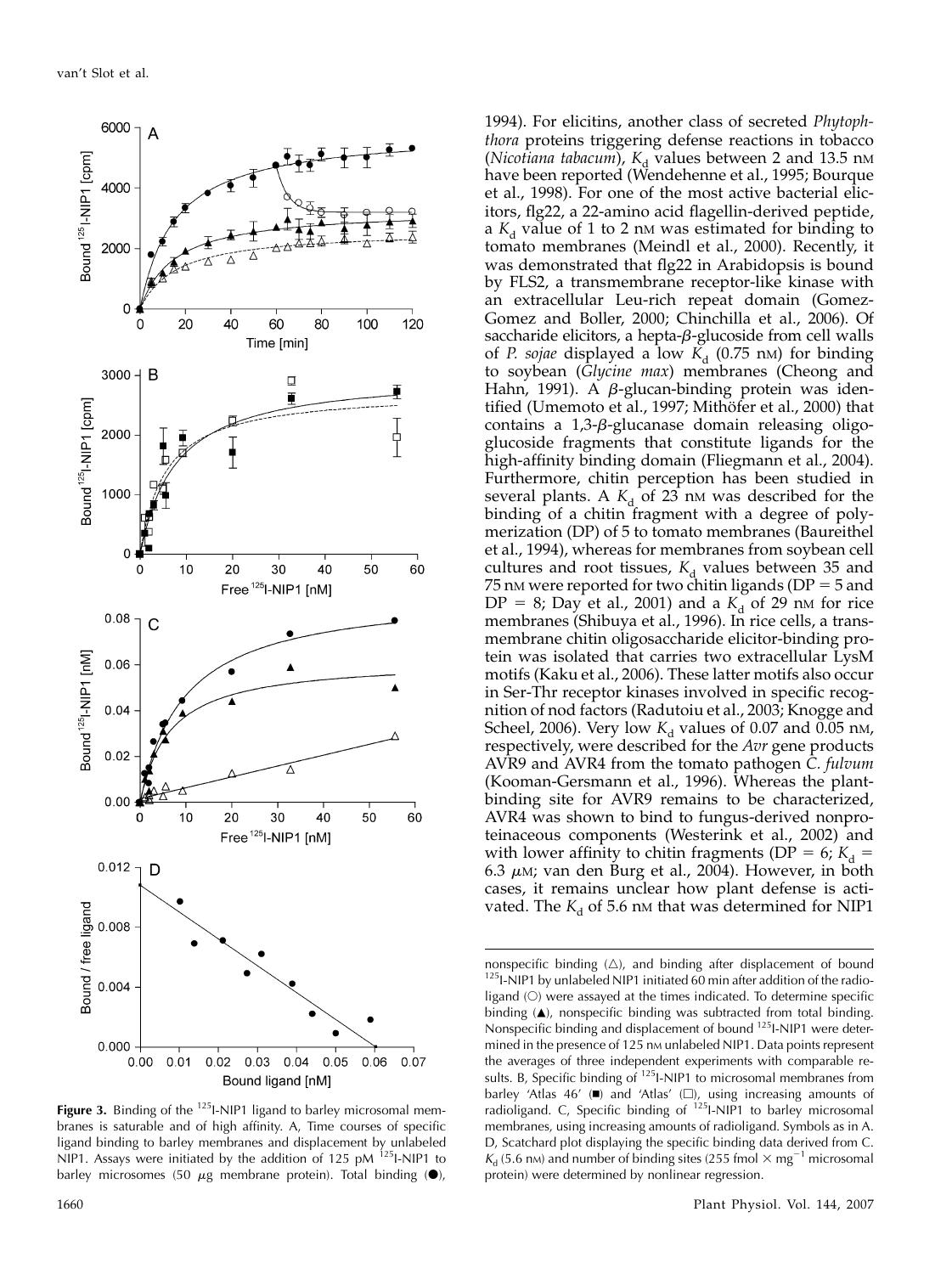6000 A

Bound $^{125}$I-NIP1 [cpm]

4000

2000

0

0 20 40 60 80 100 120

Time [min]

3000 B

Bound $^{125}$I-NIP1 [cpm]

2000

1000

0

0 10 20 30 40 50 60

Free $^{125}$I-NIP1 [nM]

0.08 C

Bound $^{125}$I-NIP1 [nM]

0.06

0.04

0.02

0.00

0 10 20 30 40 50 60

Free $^{125}$I-NIP1 [nM]

0.012 D

Bound / free ligand

0.008

0.004

0.000

0.00 0.01 0.02 0.03 0.04 0.05 0.06 0.07

Bound ligand [nM]

**Figure 3.** Binding of the $^{125}$I-NIP1 ligand to barley microsomal membranes is saturable and of high affinity. A, Time courses of specific ligand binding to barley membranes and displacement by unlabeled NIP1. Assays were initiated by the addition of 125 pM $^{125}$I-NIP1 to barley microsomes (50 $\mu$g membrane protein). Total binding (●), nonspecific binding (△), and binding after displacement of bound $^{125}$I-NIP1 by unlabeled NIP1 initiated 60 min after addition of the radioligand (○) were assayed at the times indicated. To determine specific binding (▲), nonspecific binding was subtracted from total binding. Nonspecific binding and displacement of bound $^{125}$I-NIP1 were determined in the presence of 125 nM unlabeled NIP1. Data points represent the averages of three independent experiments with comparable results. B, Specific binding of $^{125}$I-NIP1 to microsomal membranes from barley 'Atlas 46' (■) and 'Atlas' (□), using increasing amounts of radioligand. C, Specific binding of $^{125}$I-NIP1 to barley microsomal membranes, using increasing amounts of radioligand. Symbols as in A. D, Scatchard plot displaying the specific binding data derived from C. $K_d$ (5.6 nM) and number of binding sites (255 fmol × mg$^{-1}$ microsomal protein) were determined by nonlinear regression.

1994). For elicitins, another class of secreted *Phytophthora* proteins triggering defense reactions in tobacco (*Nicotiana tabacum*), $K_d$ values between 2 and 13.5 nM have been reported (Wendehenne et al., 1995; Bourque et al., 1998). For one of the most active bacterial elicitors, flg22, a 22-amino acid flagellin-derived peptide, a $K_d$ value of 1 to 2 nM was estimated for binding to tomato membranes (Meindl et al., 2000). Recently, it was demonstrated that flg22 in Arabidopsis is bound by FLS2, a transmembrane receptor-like kinase with an extracellular Leu-rich repeat domain (Gomez-Gomez and Boller, 2000; Chinchilla et al., 2006). Of saccharide elicitors, a hepta-$\beta$-glucoside from cell walls of *P. sojae* displayed a low $K_d$ (0.75 nM) for binding to soybean (*Glycine max*) membranes (Cheong and Hahn, 1991). A $\beta$-glucan-binding protein was identified (Umemoto et al., 1997; Mithöfer et al., 2000) that contains a 1,3-$\beta$-glucanase domain releasing oligoglucoside fragments that constitute ligands for the high-affinity binding domain (Fliegmann et al., 2004). Furthermore, chitin perception has been studied in several plants. A $K_d$ of 23 nM was described for the binding of a chitin fragment with a degree of polymerization (DP) of 5 to tomato membranes (Baureithel et al., 1994), whereas for membranes from soybean cell cultures and root tissues, $K_d$ values between 35 and 75 nM were reported for two chitin ligands (DP = 5 and DP = 8; Day et al., 2001) and a $K_d$ of 29 nM for rice membranes (Shibuya et al., 1996). In rice cells, a transmembrane chitin oligosaccharide elicitor-binding protein was isolated that carries two extracellular LysM motifs (Kaku et al., 2006). These latter motifs also occur in Ser-Thr receptor kinases involved in specific recognition of nod factors (Radutoiu et al., 2003; Knogge and Scheel, 2006). Very low $K_d$ values of 0.07 and 0.05 nM, respectively, were described for the *Avr* gene products AVR9 and AVR4 from the tomato pathogen *C. fulvum* (Kooman-Gersmann et al., 1996). Whereas the plant-binding site for AVR9 remains to be characterized, AVR4 was shown to bind to fungus-derived nonproteinaceous components (Westerink et al., 2002) and with lower affinity to chitin fragments (DP = 6; $K_d$ = 6.3 $\mu$M; van den Burg et al., 2004). However, in both cases, it remains unclear how plant defense is activated. The $K_d$ of 5.6 nM that was determined for NIP1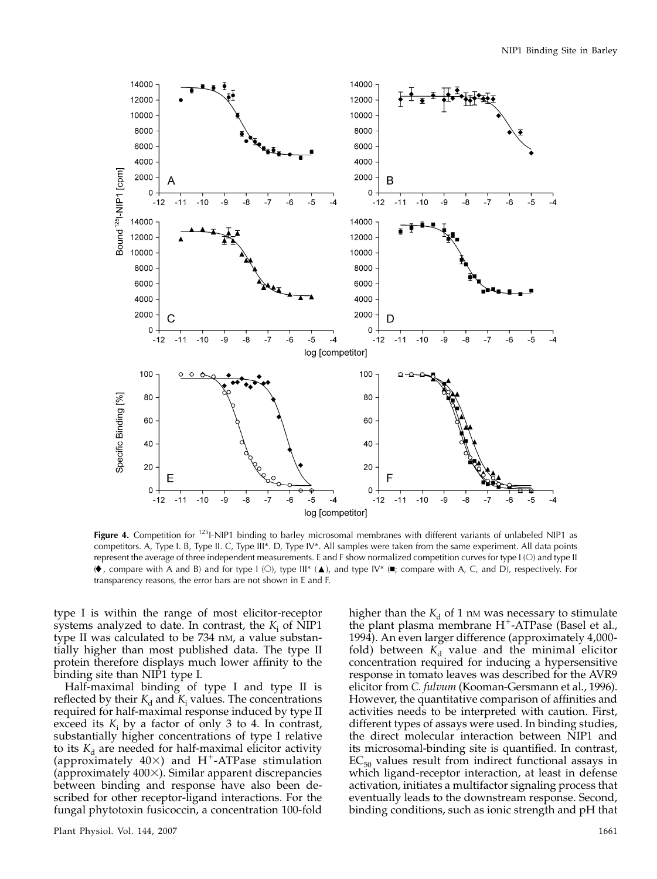14000
12000
10000
8000
6000
4000
2000
0
-12 -11 -10 -9 -8 -7 -6 -5 -4

A

B

C

D

Bound $^{125}$I-NIP1 [cpm]

log [competitor]

E

F

Specific Binding [%]

100
80
60
40
20
0

log [competitor]

**Figure 4.** Competition for $^{125}$I-NIP1 binding to barley microsomal membranes with different variants of unlabeled NIP1 as competitors. A, Type I. B, Type II. C, Type III*. D, Type IV*. All samples were taken from the same experiment. All data points represent the average of three independent measurements. E and F show normalized competition curves for type I (○) and type II (♦, compare with A and B) and for type I (○), type III* (▲), and type IV* (■; compare with A, C, and D), respectively. For transparency reasons, the error bars are not shown in E and F.

type I is within the range of most elicitor-receptor systems analyzed to date. In contrast, the $K_i$ of NIP1 type II was calculated to be 734 nM, a value substantially higher than most published data. The type II protein therefore displays much lower affinity to the binding site than NIP1 type I.

Half-maximal binding of type I and type II is reflected by their $K_d$ and $K_i$ values. The concentrations required for half-maximal response induced by type II exceed its $K_i$ by a factor of only 3 to 4. In contrast, substantially higher concentrations of type I relative to its $K_d$ are needed for half-maximal elicitor activity (approximately 40×) and $H^+$-ATPase stimulation (approximately 400×). Similar apparent discrepancies between binding and response have also been described for other receptor-ligand interactions. For the fungal phytotoxin fusicoccin, a concentration 100-fold higher than the $K_d$ of 1 nM was necessary to stimulate the plant plasma membrane $H^+$-ATPase (Basel et al., 1994). An even larger difference (approximately 4,000-fold) between $K_d$ value and the minimal elicitor concentration required for inducing a hypersensitive response in tomato leaves was described for the AVR9 elicitor from *C. fulvum* (Kooman-Gersmann et al., 1996). However, the quantitative comparison of affinities and activities needs to be interpreted with caution. First, different types of assays were used. In binding studies, the direct molecular interaction between NIP1 and its microsomal-binding site is quantified. In contrast, $EC_{50}$ values result from indirect functional assays in which ligand-receptor interaction, at least in defense activation, initiates a multifactor signaling process that eventually leads to the downstream response. Second, binding conditions, such as ionic strength and pH that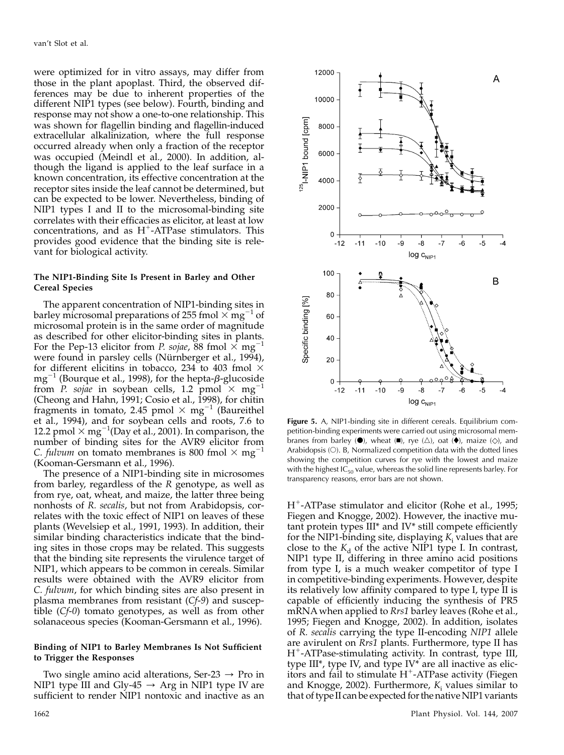were optimized for in vitro assays, may differ from those in the plant apoplast. Third, the observed differences may be due to inherent properties of the different NIP1 types (see below). Fourth, binding and response may not show a one-to-one relationship. This was shown for flagellin binding and flagellin-induced extracellular alkalinization, where the full response occurred already when only a fraction of the receptor was occupied (Meindl et al., 2000). In addition, although the ligand is applied to the leaf surface in a known concentration, its effective concentration at the receptor sites inside the leaf cannot be determined, but can be expected to be lower. Nevertheless, binding of NIP1 types I and II to the microsomal-binding site correlates with their efficacies as elicitor, at least at low concentrations, and as $H^+$-ATPase stimulators. This provides good evidence that the binding site is relevant for biological activity.

### The NIP1-Binding Site Is Present in Barley and Other Cereal Species

The apparent concentration of NIP1-binding sites in barley microsomal preparations of 255 fmol $\times$ mg$^{-1}$ of microsomal protein is in the same order of magnitude as described for other elicitor-binding sites in plants. For the Pep-13 elicitor from *P. sojae*, 88 fmol $\times$ mg$^{-1}$ were found in parsley cells (Nürnberger et al., 1994), for different elicitins in tobacco, 234 to 403 fmol $\times$ mg$^{-1}$ (Bourque et al., 1998), for the hepta-$\beta$-glucoside from *P. sojae* in soybean cells, 1.2 pmol $\times$ mg$^{-1}$ (Cheong and Hahn, 1991; Cosio et al., 1998), for chitin fragments in tomato, 2.45 pmol $\times$ mg$^{-1}$ (Baureithel et al., 1994), and for soybean cells and roots, 7.6 to 12.2 pmol $\times$ mg$^{-1}$(Day et al., 2001). In comparison, the number of binding sites for the AVR9 elicitor from *C. fulvum* on tomato membranes is 800 fmol $\times$ mg$^{-1}$ (Kooman-Gersmann et al., 1996).

The presence of a NIP1-binding site in microsomes from barley, regardless of the *R* genotype, as well as from rye, oat, wheat, and maize, the latter three being nonhosts of *R. secalis*, but not from Arabidopsis, correlates with the toxic effect of NIP1 on leaves of these plants (Wevelsiep et al., 1991, 1993). In addition, their similar binding characteristics indicate that the binding sites in those crops may be related. This suggests that the binding site represents the virulence target of NIP1, which appears to be common in cereals. Similar results were obtained with the AVR9 elicitor from *C. fulvum*, for which binding sites are also present in plasma membranes from resistant (*Cf-9*) and susceptible (*Cf-0*) tomato genotypes, as well as from other solanaceous species (Kooman-Gersmann et al., 1996).

### Binding of NIP1 to Barley Membranes Is Not Sufficient to Trigger the Responses

Two single amino acid alterations, Ser-23 → Pro in NIP1 type III and Gly-45 → Arg in NIP1 type IV are sufficient to render NIP1 nontoxic and inactive as an

A
12000
10000
8000
6000
4000
2000
0
$^{125}$I-NIP1 bound [cpm]
-12 -11 -10 -9 -8 -7 -6 -5 -4
log $c_{NIP1}$

B
100
80
60
40
20
0
Specific binding [%]
-12 -11 -10 -9 -8 -7 -6 -5 -4
log $c_{NIP1}$

**Figure 5.** A, NIP1-binding site in different cereals. Equilibrium competition-binding experiments were carried out using microsomal membranes from barley (●), wheat (■), rye (△), oat (◆), maize (◇), and Arabidopsis (○). B, Normalized competition data with the dotted lines showing the competition curves for rye with the lowest and maize with the highest $IC_{50}$ value, whereas the solid line represents barley. For transparency reasons, error bars are not shown.

$H^+$-ATPase stimulator and elicitor (Rohe et al., 1995; Fiegen and Knogge, 2002). However, the inactive mutant protein types III* and IV* still compete efficiently for the NIP1-binding site, displaying $K_i$ values that are close to the $K_d$ of the active NIP1 type I. In contrast, NIP1 type II, differing in three amino acid positions from type I, is a much weaker competitor of type I in competitive-binding experiments. However, despite its relatively low affinity compared to type I, type II is capable of efficiently inducing the synthesis of PR5 mRNA when applied to *Rrs1* barley leaves (Rohe et al., 1995; Fiegen and Knogge, 2002). In addition, isolates of *R. secalis* carrying the type II-encoding *NIP1* allele are avirulent on *Rrs1* plants. Furthermore, type II has $H^+$-ATPase-stimulating activity. In contrast, type III, type III*, type IV, and type IV* are all inactive as elicitors and fail to stimulate $H^+$-ATPase activity (Fiegen and Knogge, 2002). Furthermore, $K_i$ values similar to that of type II can be expected for the native NIP1 variants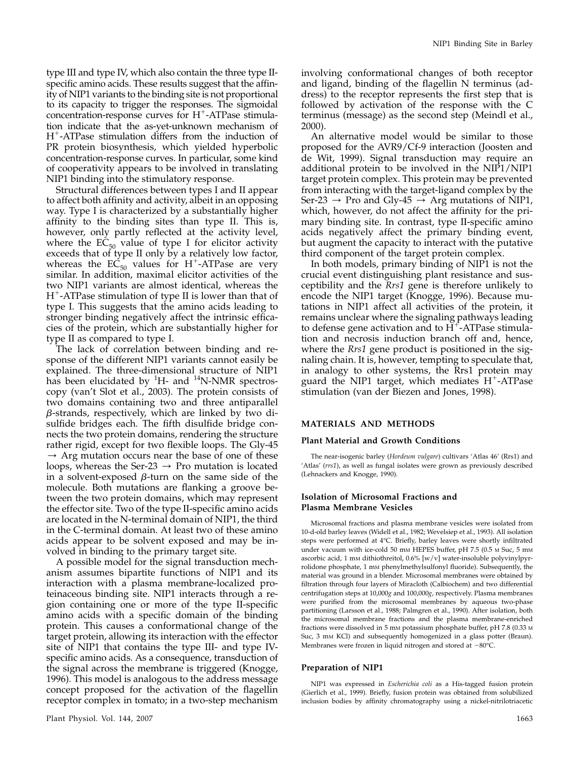type III and type IV, which also contain the three type II-specific amino acids. These results suggest that the affinity of NIP1 variants to the binding site is not proportional to its capacity to trigger the responses. The sigmoidal concentration-response curves for $H^+$-ATPase stimulation indicate that the as-yet-unknown mechanism of $H^+$-ATPase stimulation differs from the induction of PR protein biosynthesis, which yielded hyperbolic concentration-response curves. In particular, some kind of cooperativity appears to be involved in translating NIP1 binding into the stimulatory response.

Structural differences between types I and II appear to affect both affinity and activity, albeit in an opposing way. Type I is characterized by a substantially higher affinity to the binding sites than type II. This is, however, only partly reflected at the activity level, where the $EC_{50}$ value of type I for elicitor activity exceeds that of type II only by a relatively low factor, whereas the $EC_{50}$ values for $H^+$-ATPase are very similar. In addition, maximal elicitor activities of the two NIP1 variants are almost identical, whereas the $H^+$-ATPase stimulation of type II is lower than that of type I. This suggests that the amino acids leading to stronger binding negatively affect the intrinsic efficacies of the protein, which are substantially higher for type II as compared to type I.

The lack of correlation between binding and response of the different NIP1 variants cannot easily be explained. The three-dimensional structure of NIP1 has been elucidated by $^{1}H$- and $^{14}N$-NMR spectroscopy (van't Slot et al., 2003). The protein consists of two domains containing two and three antiparallel $\beta$-strands, respectively, which are linked by two disulfide bridges each. The fifth disulfide bridge connects the two protein domains, rendering the structure rather rigid, except for two flexible loops. The Gly-45 → Arg mutation occurs near the base of one of these loops, whereas the Ser-23 → Pro mutation is located in a solvent-exposed $\beta$-turn on the same side of the molecule. Both mutations are flanking a groove between the two protein domains, which may represent the effector site. Two of the type II-specific amino acids are located in the N-terminal domain of NIP1, the third in the C-terminal domain. At least two of these amino acids appear to be solvent exposed and may be involved in binding to the primary target site.

A possible model for the signal transduction mechanism assumes bipartite functions of NIP1 and its interaction with a plasma membrane-localized proteinaceous binding site. NIP1 interacts through a region containing one or more of the type II-specific amino acids with a specific domain of the binding protein. This causes a conformational change of the target protein, allowing its interaction with the effector site of NIP1 that contains the type III- and type IV-specific amino acids. As a consequence, transduction of the signal across the membrane is triggered (Knogge, 1996). This model is analogous to the address message concept proposed for the activation of the flagellin receptor complex in tomato; in a two-step mechanism involving conformational changes of both receptor and ligand, binding of the flagellin N terminus (address) to the receptor represents the first step that is followed by activation of the response with the C terminus (message) as the second step (Meindl et al., 2000).

An alternative model would be similar to those proposed for the AVR9/Cf-9 interaction (Joosten and de Wit, 1999). Signal transduction may require an additional protein to be involved in the NIP1/NIP1 target protein complex. This protein may be prevented from interacting with the target-ligand complex by the Ser-23 → Pro and Gly-45 → Arg mutations of NIP1, which, however, do not affect the affinity for the primary binding site. In contrast, type II-specific amino acids negatively affect the primary binding event, but augment the capacity to interact with the putative third component of the target protein complex.

In both models, primary binding of NIP1 is not the crucial event distinguishing plant resistance and susceptibility and the *Rrs1* gene is therefore unlikely to encode the NIP1 target (Knogge, 1996). Because mutations in NIP1 affect all activities of the protein, it remains unclear where the signaling pathways leading to defense gene activation and to $H^+$-ATPase stimulation and necrosis induction branch off and, hence, where the *Rrs1* gene product is positioned in the signaling chain. It is, however, tempting to speculate that, in analogy to other systems, the Rrs1 protein may guard the NIP1 target, which mediates $H^+$-ATPase stimulation (van der Biezen and Jones, 1998).

## MATERIALS AND METHODS

### Plant Material and Growth Conditions

The near-isogenic barley (*Hordeum vulgare*) cultivars 'Atlas 46' (Rrs1) and 'Atlas' (*rrs1*), as well as fungal isolates were grown as previously described (Lehnackers and Knogge, 1990).

### Isolation of Microsomal Fractions and Plasma Membrane Vesicles

Microsomal fractions and plasma membrane vesicles were isolated from 10-d-old barley leaves (Widell et al., 1982; Wevelsiep et al., 1993). All isolation steps were performed at 4°C. Briefly, barley leaves were shortly infiltrated under vacuum with ice-cold 50 mM HEPES buffer, pH 7.5 (0.5 M Suc, 5 mM ascorbic acid, 1 mM dithiothreitol, 0.6% [w/v] water-insoluble polyvinylpyrrolidone phosphate, 1 mM phenylmethylsulfonyl fluoride). Subsequently, the material was ground in a blender. Microsomal membranes were obtained by filtration through four layers of Miracloth (Calbiochem) and two differential centrifugation steps at 10,000*g* and 100,000*g*, respectively. Plasma membranes were purified from the microsomal membranes by aqueous two-phase partitioning (Larsson et al., 1988; Palmgren et al., 1990). After isolation, both the microsomal membrane fractions and the plasma membrane-enriched fractions were dissolved in 5 mM potassium phosphate buffer, pH 7.8 (0.33 M Suc, 3 mM KCl) and subsequently homogenized in a glass potter (Braun). Membranes were frozen in liquid nitrogen and stored at −80°C.

### Preparation of NIP1

NIP1 was expressed in *Escherichia coli* as a His-tagged fusion protein (Gierlich et al., 1999). Briefly, fusion protein was obtained from solubilized inclusion bodies by affinity chromatography using a nickel-nitrilotriacetic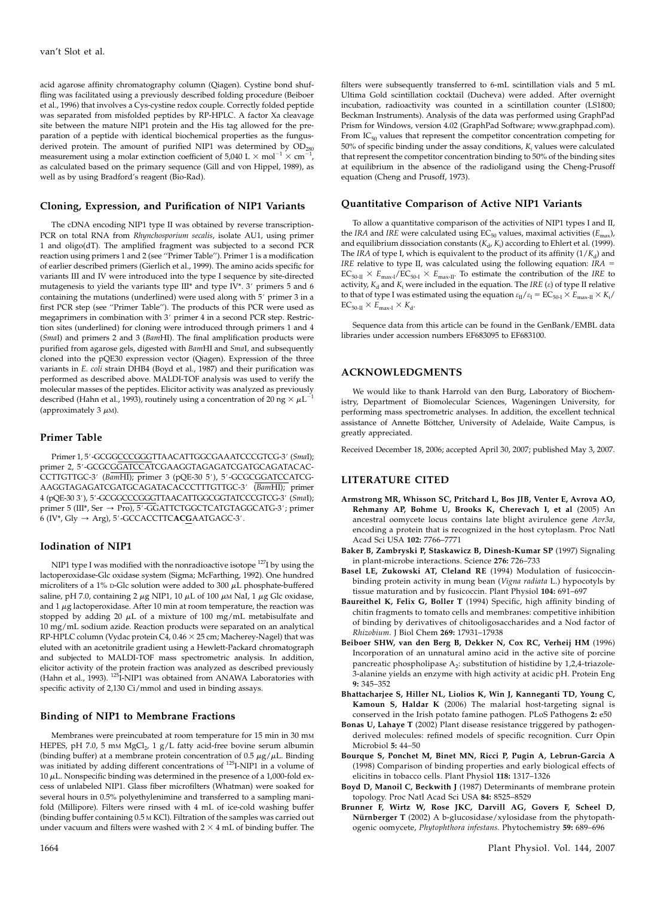acid agarose affinity chromatography column (Qiagen). Cystine bond shuffling was facilitated using a previously described folding procedure (Beiboer et al., 1996) that involves a Cys-cystine redox couple. Correctly folded peptide was separated from misfolded peptides by RP-HPLC. A factor Xa cleavage site between the mature NIP1 protein and the His tag allowed for the preparation of a peptide with identical biochemical properties as the fungus-derived protein. The amount of purified NIP1 was determined by $OD_{280}$ measurement using a molar extinction coefficient of 5,040 L $\times$ $mol^{-1}$ $\times$ $cm^{-1}$, as calculated based on the primary sequence (Gill and von Hippel, 1989), as well as by using Bradford's reagent (Bio-Rad).

### Cloning, Expression, and Purification of NIP1 Variants

The cDNA encoding NIP1 type II was obtained by reverse transcription-PCR on total RNA from *Rhynchosporium secalis*, isolate AU1, using primer 1 and oligo(dT). The amplified fragment was subjected to a second PCR reaction using primers 1 and 2 (see ''Primer Table''). Primer 1 is a modification of earlier described primers (Gierlich et al., 1999). The amino acids specific for variants III and IV were introduced into the type I sequence by site-directed mutagenesis to yield the variants type III* and type IV*. 3′ primers 5 and 6 containing the mutations (underlined) were used along with 5′ primer 3 in a first PCR step (see ''Primer Table''). The products of this PCR were used as megaprimers in combination with 3′ primer 4 in a second PCR step. Restriction sites (underlined) for cloning were introduced through primers 1 and 4 (*Sma*I) and primers 2 and 3 (*Bam*HI). The final amplification products were purified from agarose gels, digested with *Bam*HI and *Sma*I, and subsequently cloned into the pQE30 expression vector (Qiagen). Expression of the three variants in *E. coli* strain DHB4 (Boyd et al., 1987) and their purification was performed as described above. MALDI-TOF analysis was used to verify the molecular masses of the peptides. Elicitor activity was analyzed as previously described (Hahn et al., 1993), routinely using a concentration of 20 ng $\times$ $\mu L^{-1}$ (approximately 3 $\mu$M).

### Primer Table

Primer 1, 5′-GCGGCCCGGGTTAACATTGGCGAAATCCCGTCG-3′ (*Sma*I); primer 2, 5′-GCGCGGATCCATCGAAGGTAGAGATCGATGCAGATACACCCTTGTTGC-3′ (*Bam*HI); primer 3 (pQE-30 5′), 5′-GCGCGGATCCATCGAAGGTAGAGATCGATGCAGATACACCCTTTGTTGC-3′ (*Bam*HI); primer 4 (pQE-30 3′), 5′-GCGGCCCGGGTTAACATTGGCGGTATCCCGTCG-3′ (*Sma*I); primer 5 (III*, Ser → Pro), 5′-GGATTCTGGCTCATGTAGGCATG-3′; primer 6 (IV*, Gly → Arg), 5′-GCCACCTTC**ACG**AATGAGC-3′.

### Iodination of NIP1

NIP1 type I was modified with the nonradioactive isotope $^{127}$I by using the lactoperoxidase-Glc oxidase system (Sigma; McFarthing, 1992). One hundred microliters of a 1% D-Glc solution were added to 300 $\mu$L phosphate-buffered saline, pH 7.0, containing 2 $\mu$g NIP1, 10 $\mu$L of 100 $\mu$M NaI, 1 $\mu$g Glc oxidase, and 1 $\mu$g lactoperoxidase. After 10 min at room temperature, the reaction was stopped by adding 20 $\mu$L of a mixture of 100 mg/mL metabisulfate and 10 mg/mL sodium azide. Reaction products were separated on an analytical RP-HPLC column (Vydac protein C4, 0.46 $\times$ 25 cm; Macherey-Nagel) that was eluted with an acetonitrile gradient using a Hewlett-Packard chromatograph and subjected to MALDI-TOF mass spectrometric analysis. In addition, elicitor activity of the protein fraction was analyzed as described previously (Hahn et al., 1993). $^{125}$I-NIP1 was obtained from ANAWA Laboratories with specific activity of 2,130 Ci/mmol and used in binding assays.

### Binding of NIP1 to Membrane Fractions

Membranes were preincubated at room temperature for 15 min in 30 mM HEPES, pH 7.0, 5 mM $MgCl_2$, 1 g/L fatty acid-free bovine serum albumin (binding buffer) at a membrane protein concentration of 0.5 $\mu$g/$\mu$L. Binding was initiated by adding different concentrations of $^{125}$I-NIP1 in a volume of 10 $\mu$L. Nonspecific binding was determined in the presence of a 1,000-fold excess of unlabeled NIP1. Glass fiber microfilters (Whatman) were soaked for several hours in 0.5% polyethylenimine and transferred to a sampling manifold (Millipore). Filters were rinsed with 4 mL of ice-cold washing buffer (binding buffer containing 0.5 M KCl). Filtration of the samples was carried out under vacuum and filters were washed with 2 $\times$ 4 mL of binding buffer. The filters were subsequently transferred to 6-mL scintillation vials and 5 mL Ultima Gold scintillation cocktail (Ducheva) were added. After overnight incubation, radioactivity was counted in a scintillation counter (LS1800; Beckman Instruments). Analysis of the data was performed using GraphPad Prism for Windows, version 4.02 (GraphPad Software; www.graphpad.com). From $IC_{50}$ values that represent the competitor concentration competing for 50% of specific binding under the assay conditions, $K_i$ values were calculated that represent the competitor concentration binding to 50% of the binding sites at equilibrium in the absence of the radioligand using the Cheng-Prusoff equation (Cheng and Prusoff, 1973).

### Quantitative Comparison of Active NIP1 Variants

To allow a quantitative comparison of the activities of NIP1 types I and II, the *IRA* and *IRE* were calculated using $EC_{50}$ values, maximal activities ($E_{max}$), and equilibrium dissociation constants ($K_d$, $K_i$) according to Ehlert et al. (1999). The *IRA* of type I, which is equivalent to the product of its affinity ($1/K_d$) and *IRE* relative to type II, was calculated using the following equation: $IRA = EC_{50\text{-}II} \times E_{max\text{-}I}/EC_{50\text{-}I} \times E_{max\text{-}II}$. To estimate the contribution of the *IRE* to activity, $K_d$ and $K_i$ were included in the equation. The *IRE* ($\varepsilon$) of type II relative to that of type I was estimated using the equation $\varepsilon_{II}/\varepsilon_{I} = EC_{50\text{-}I} \times E_{max\text{-}II} \times K_i/EC_{50\text{-}II} \times E_{max\text{-}I} \times K_d$.

Sequence data from this article can be found in the GenBank/EMBL data libraries under accession numbers EF683095 to EF683100.

## ACKNOWLEDGMENTS

We would like to thank Harrold van den Burg, Laboratory of Biochemistry, Department of Biomolecular Sciences, Wageningen University, for performing mass spectrometric analyses. In addition, the excellent technical assistance of Annette Böttcher, University of Adelaide, Waite Campus, is greatly appreciated.

Received December 18, 2006; accepted April 30, 2007; published May 3, 2007.

## LITERATURE CITED

**Armstrong MR, Whisson SC, Pritchard L, Bos JIB, Venter E, Avrova AO, Rehmany AP, Bohme U, Brooks K, Cherevach I, et al** (2005) An ancestral oomycete locus contains late blight avirulence gene *Avr3a*, encoding a protein that is recognized in the host cytoplasm. Proc Natl Acad Sci USA **102:** 7766–7771

**Baker B, Zambryski P, Staskawicz B, Dinesh-Kumar SP** (1997) Signaling in plant-microbe interactions. Science **276:** 726–733

**Basel LE, Zukowski AT, Cleland RE** (1994) Modulation of fusicoccin-binding protein activity in mung bean (*Vigna radiata* L.) hypocotyls by tissue maturation and by fusicoccin. Plant Physiol **104:** 691–697

**Baureithel K, Felix G, Boller T** (1994) Specific, high affinity binding of chitin fragments to tomato cells and membranes: competitive inhibition of binding by derivatives of chitooligosaccharides and a Nod factor of *Rhizobium*. J Biol Chem **269:** 17931–17938

**Beiboer SHW, van den Berg B, Dekker N, Cox RC, Verheij HM** (1996) Incorporation of an unnatural amino acid in the active site of porcine pancreatic phospholipase $A_2$: substitution of histidine by 1,2,4-triazole-3-alanine yields an enzyme with high activity at acidic pH. Protein Eng **9:** 345–352

**Bhattacharjee S, Hiller NL, Liolios K, Win J, Kanneganti TD, Young C, Kamoun S, Haldar K** (2006) The malarial host-targeting signal is conserved in the Irish potato famine pathogen. PLoS Pathogens **2:** e50

**Bonas U, Lahaye T** (2002) Plant disease resistance triggered by pathogen-derived molecules: refined models of specific recognition. Curr Opin Microbiol **5:** 44–50

**Bourque S, Ponchet M, Binet MN, Ricci P, Pugin A, Lebrun-Garcia A** (1998) Comparison of binding properties and early biological effects of elicitins in tobacco cells. Plant Physiol **118:** 1317–1326

**Boyd D, Manoil C, Beckwith J** (1987) Determinants of membrane protein topology. Proc Natl Acad Sci USA **84:** 8525–8529

**Brunner F, Wirtz W, Rose JKC, Darvill AG, Govers F, Scheel D, Nürnberger T** (2002) A b-glucosidase/xylosidase from the phytopathogenic oomycete, *Phytophthora infestans*. Phytochemistry **59:** 689–696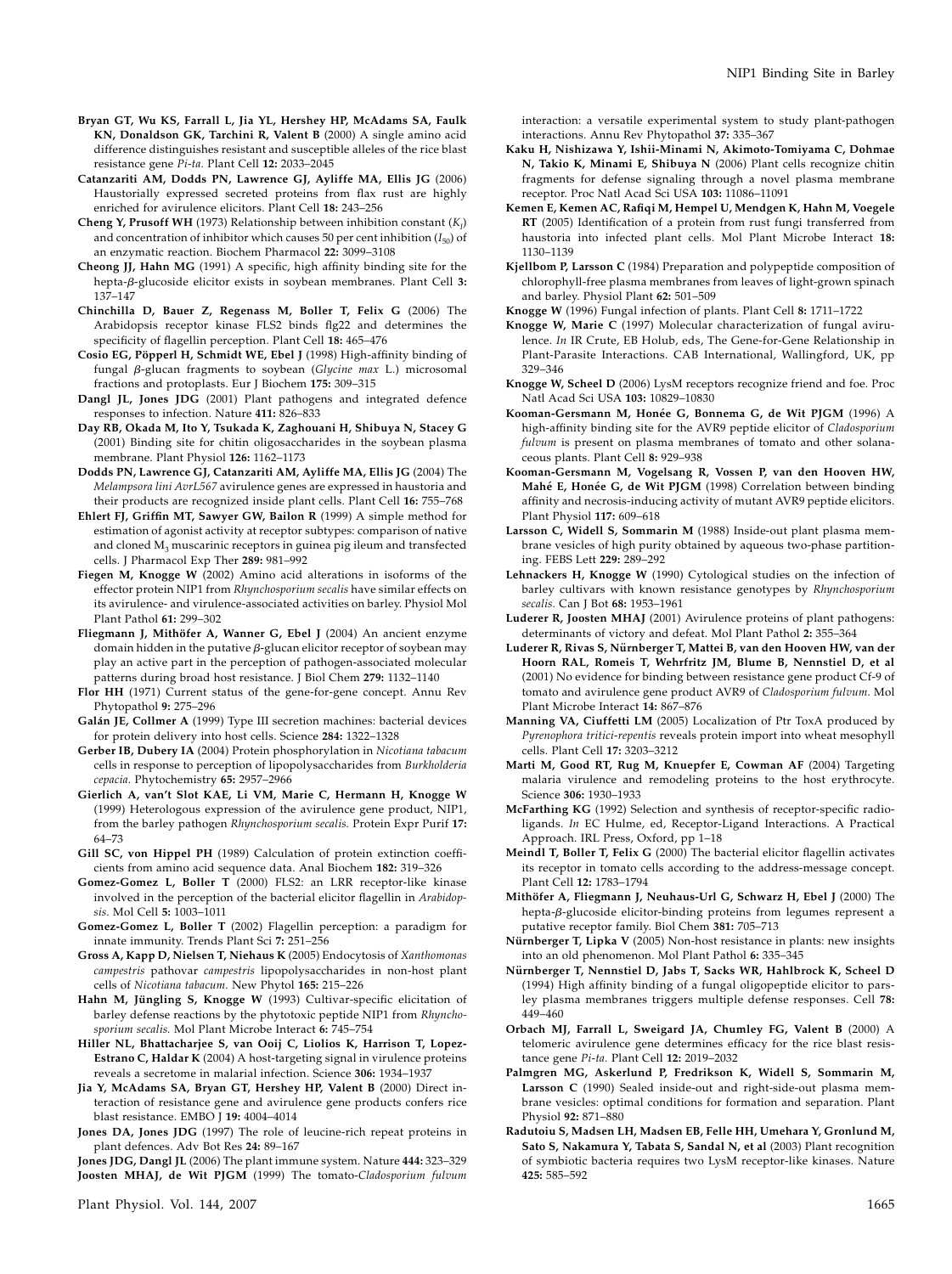**Bryan GT, Wu KS, Farrall L, Jia YL, Hershey HP, McAdams SA, Faulk KN, Donaldson GK, Tarchini R, Valent B** (2000) A single amino acid difference distinguishes resistant and susceptible alleles of the rice blast resistance gene *Pi-ta*. Plant Cell **12:** 2033–2045

**Catanzariti AM, Dodds PN, Lawrence GJ, Ayliffe MA, Ellis JG** (2006) Haustorially expressed secreted proteins from flax rust are highly enriched for avirulence elicitors. Plant Cell **18:** 243–256

**Cheng Y, Prusoff WH** (1973) Relationship between inhibition constant ($K_i$) and concentration of inhibitor which causes 50 per cent inhibition ($I_{50}$) of an enzymatic reaction. Biochem Pharmacol **22:** 3099–3108

**Cheong JJ, Hahn MG** (1991) A specific, high affinity binding site for the hepta-β-glucoside elicitor exists in soybean membranes. Plant Cell **3:** 137–147

**Chinchilla D, Bauer Z, Regenass M, Boller T, Felix G** (2006) The Arabidopsis receptor kinase FLS2 binds flg22 and determines the specificity of flagellin perception. Plant Cell **18:** 465–476

**Cosio EG, Pöpperl H, Schmidt WE, Ebel J** (1998) High-affinity binding of fungal β-glucan fragments to soybean (*Glycine max* L.) microsomal fractions and protoplasts. Eur J Biochem **175:** 309–315

**Dangl JL, Jones JDG** (2001) Plant pathogens and integrated defence responses to infection. Nature **411:** 826–833

**Day RB, Okada M, Ito Y, Tsukada K, Zaghouani H, Shibuya N, Stacey G** (2001) Binding site for chitin oligosaccharides in the soybean plasma membrane. Plant Physiol **126:** 1162–1173

**Dodds PN, Lawrence GJ, Catanzariti AM, Ayliffe MA, Ellis JG** (2004) The *Melampsora lini AvrL567* avirulence genes are expressed in haustoria and their products are recognized inside plant cells. Plant Cell **16:** 755–768

**Ehlert FJ, Griffin MT, Sawyer GW, Bailon R** (1999) A simple method for estimation of agonist activity at receptor subtypes: comparison of native and cloned $M_3$ muscarinic receptors in guinea pig ileum and transfected cells. J Pharmacol Exp Ther **289:** 981–992

**Fiegen M, Knogge W** (2002) Amino acid alterations in isoforms of the effector protein NIP1 from *Rhynchosporium secalis* have similar effects on its avirulence- and virulence-associated activities on barley. Physiol Mol Plant Pathol **61:** 299–302

**Fliegmann J, Mithöfer A, Wanner G, Ebel J** (2004) An ancient enzyme domain hidden in the putative β-glucan elicitor receptor of soybean may play an active part in the perception of pathogen-associated molecular patterns during broad host resistance. J Biol Chem **279:** 1132–1140

**Flor HH** (1971) Current status of the gene-for-gene concept. Annu Rev Phytopathol **9:** 275–296

**Galán JE, Collmer A** (1999) Type III secretion machines: bacterial devices for protein delivery into host cells. Science **284:** 1322–1328

**Gerber IB, Dubery IA** (2004) Protein phosphorylation in *Nicotiana tabacum* cells in response to perception of lipopolysaccharides from *Burkholderia cepacia*. Phytochemistry **65:** 2957–2966

**Gierlich A, van't Slot KAE, Li VM, Marie C, Hermann H, Knogge W** (1999) Heterologous expression of the avirulence gene product, NIP1, from the barley pathogen *Rhynchosporium secalis*. Protein Expr Purif **17:** 64–73

**Gill SC, von Hippel PH** (1989) Calculation of protein extinction coefficients from amino acid sequence data. Anal Biochem **182:** 319–326

**Gomez-Gomez L, Boller T** (2000) FLS2: an LRR receptor-like kinase involved in the perception of the bacterial elicitor flagellin in *Arabidopsis*. Mol Cell **5:** 1003–1011

**Gomez-Gomez L, Boller T** (2002) Flagellin perception: a paradigm for innate immunity. Trends Plant Sci **7:** 251–256

**Gross A, Kapp D, Nielsen T, Niehaus K** (2005) Endocytosis of *Xanthomonas campestris* pathovar *campestris* lipopolysaccharides in non-host plant cells of *Nicotiana tabacum*. New Phytol **165:** 215–226

**Hahn M, Jüngling S, Knogge W** (1993) Cultivar-specific elicitation of barley defense reactions by the phytotoxic peptide NIP1 from *Rhynchosporium secalis*. Mol Plant Microbe Interact **6:** 745–754

**Hiller NL, Bhattacharjee S, van Ooij C, Liolios K, Harrison T, Lopez-Estrano C, Haldar K** (2004) A host-targeting signal in virulence proteins reveals a secretome in malarial infection. Science **306:** 1934–1937

**Jia Y, McAdams SA, Bryan GT, Hershey HP, Valent B** (2000) Direct interaction of resistance gene and avirulence gene products confers rice blast resistance. EMBO J **19:** 4004–4014

**Jones DA, Jones JDG** (1997) The role of leucine-rich repeat proteins in plant defences. Adv Bot Res **24:** 89–167

**Jones JDG, Dangl JL** (2006) The plant immune system. Nature **444:** 323–329

**Joosten MHAJ, de Wit PJGM** (1999) The tomato-*Cladosporium fulvum* interaction: a versatile experimental system to study plant-pathogen interactions. Annu Rev Phytopathol **37:** 335–367

**Kaku H, Nishizawa Y, Ishii-Minami N, Akimoto-Tomiyama C, Dohmae N, Takio K, Minami E, Shibuya N** (2006) Plant cells recognize chitin fragments for defense signaling through a novel plasma membrane receptor. Proc Natl Acad Sci USA **103:** 11086–11091

**Kemen E, Kemen AC, Rafiqi M, Hempel U, Mendgen K, Hahn M, Voegele RT** (2005) Identification of a protein from rust fungi transferred from haustoria into infected plant cells. Mol Plant Microbe Interact **18:** 1130–1139

**Kjellbom P, Larsson C** (1984) Preparation and polypeptide composition of chlorophyll-free plasma membranes from leaves of light-grown spinach and barley. Physiol Plant **62:** 501–509

**Knogge W** (1996) Fungal infection of plants. Plant Cell **8:** 1711–1722

**Knogge W, Marie C** (1997) Molecular characterization of fungal avirulence. *In* IR Crute, EB Holub, eds, The Gene-for-Gene Relationship in Plant-Parasite Interactions. CAB International, Wallingford, UK, pp 329–346

**Knogge W, Scheel D** (2006) LysM receptors recognize friend and foe. Proc Natl Acad Sci USA **103:** 10829–10830

**Kooman-Gersmann M, Honée G, Bonnema G, de Wit PJGM** (1996) A high-affinity binding site for the AVR9 peptide elicitor of *Cladosporium fulvum* is present on plasma membranes of tomato and other solanaceous plants. Plant Cell **8:** 929–938

**Kooman-Gersmann M, Vogelsang R, Vossen P, van den Hooven HW, Mahé E, Honée G, de Wit PJGM** (1998) Correlation between binding affinity and necrosis-inducing activity of mutant AVR9 peptide elicitors. Plant Physiol **117:** 609–618

**Larsson C, Widell S, Sommarin M** (1988) Inside-out plant plasma membrane vesicles of high purity obtained by aqueous two-phase partitioning. FEBS Lett **229:** 289–292

**Lehnackers H, Knogge W** (1990) Cytological studies on the infection of barley cultivars with known resistance genotypes by *Rhynchosporium secalis*. Can J Bot **68:** 1953–1961

**Luderer R, Joosten MHAJ** (2001) Avirulence proteins of plant pathogens: determinants of victory and defeat. Mol Plant Pathol **2:** 355–364

**Luderer R, Rivas S, Nürnberger T, Mattei B, van den Hooven HW, van der Hoorn RAL, Romeis T, Wehrfritz JM, Blume B, Nennstiel D, et al** (2001) No evidence for binding between resistance gene product Cf-9 of tomato and avirulence gene product AVR9 of *Cladosporium fulvum*. Mol Plant Microbe Interact **14:** 867–876

**Manning VA, Ciuffetti LM** (2005) Localization of Ptr ToxA produced by *Pyrenophora tritici-repentis* reveals protein import into wheat mesophyll cells. Plant Cell **17:** 3203–3212

**Marti M, Good RT, Rug M, Knuepfer E, Cowman AF** (2004) Targeting malaria virulence and remodeling proteins to the host erythrocyte. Science **306:** 1930–1933

**McFarthing KG** (1992) Selection and synthesis of receptor-specific radioligands. *In* EC Hulme, ed, Receptor-Ligand Interactions. A Practical Approach. IRL Press, Oxford, pp 1–18

**Meindl T, Boller T, Felix G** (2000) The bacterial elicitor flagellin activates its receptor in tomato cells according to the address-message concept. Plant Cell **12:** 1783–1794

**Mithöfer A, Fliegmann J, Neuhaus-Url G, Schwarz H, Ebel J** (2000) The hepta-β-glucoside elicitor-binding proteins from legumes represent a putative receptor family. Biol Chem **381:** 705–713

**Nürnberger T, Lipka V** (2005) Non-host resistance in plants: new insights into an old phenomenon. Mol Plant Pathol **6:** 335–345

**Nürnberger T, Nennstiel D, Jabs T, Sacks WR, Hahlbrock K, Scheel D** (1994) High affinity binding of a fungal oligopeptide elicitor to parsley plasma membranes triggers multiple defense responses. Cell **78:** 449–460

**Orbach MJ, Farrall L, Sweigard JA, Chumley FG, Valent B** (2000) A telomeric avirulence gene determines efficacy for the rice blast resistance gene *Pi-ta*. Plant Cell **12:** 2019–2032

**Palmgren MG, Askerlund P, Fredrikson K, Widell S, Sommarin M, Larsson C** (1990) Sealed inside-out and right-side-out plasma membrane vesicles: optimal conditions for formation and separation. Plant Physiol **92:** 871–880

**Radutoiu S, Madsen LH, Madsen EB, Felle HH, Umehara Y, Gronlund M, Sato S, Nakamura Y, Tabata S, Sandal N, et al** (2003) Plant recognition of symbiotic bacteria requires two LysM receptor-like kinases. Nature **425:** 585–592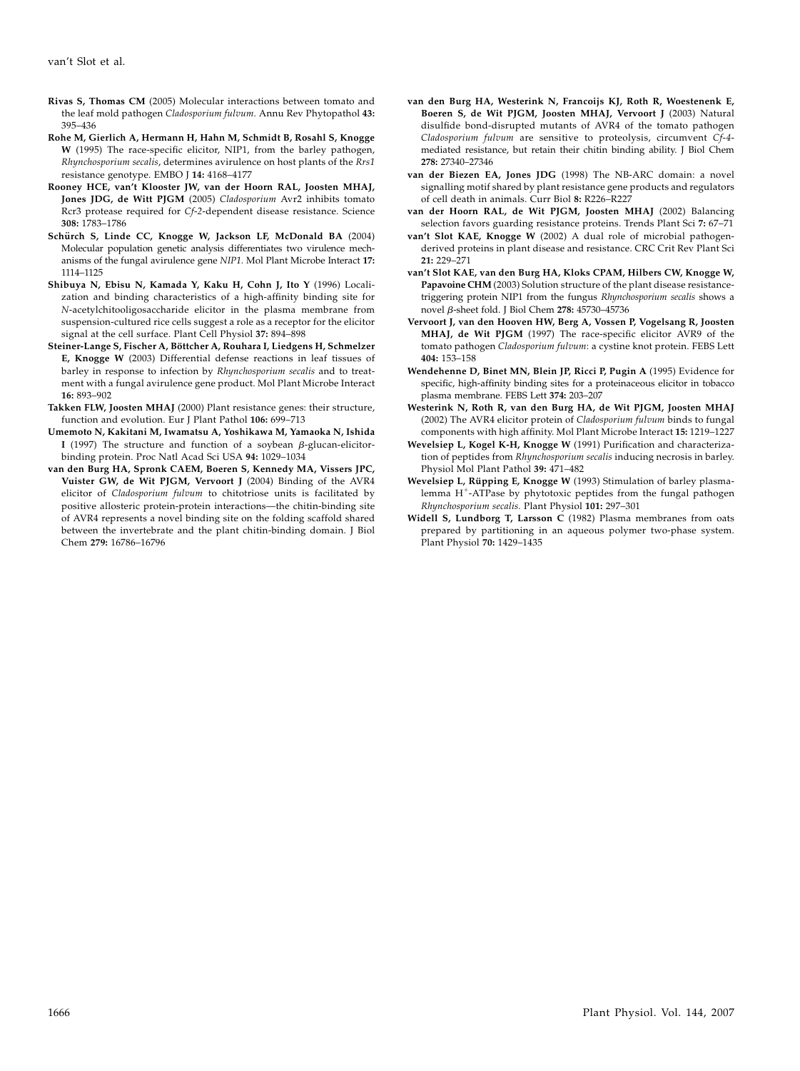**Rivas S, Thomas CM** (2005) Molecular interactions between tomato and the leaf mold pathogen *Cladosporium fulvum.* Annu Rev Phytopathol **43:** 395–436

**Rohe M, Gierlich A, Hermann H, Hahn M, Schmidt B, Rosahl S, Knogge W** (1995) The race-specific elicitor, NIP1, from the barley pathogen, *Rhynchosporium secalis*, determines avirulence on host plants of the *Rrs1* resistance genotype. EMBO J **14:** 4168–4177

**Rooney HCE, van't Klooster JW, van der Hoorn RAL, Joosten MHAJ, Jones JDG, de Witt PJGM** (2005) *Cladosporium* Avr2 inhibits tomato Rcr3 protease required for *Cf-2*-dependent disease resistance. Science **308:** 1783–1786

**Schürch S, Linde CC, Knogge W, Jackson LF, McDonald BA** (2004) Molecular population genetic analysis differentiates two virulence mechanisms of the fungal avirulence gene *NIP1.* Mol Plant Microbe Interact **17:** 1114–1125

**Shibuya N, Ebisu N, Kamada Y, Kaku H, Cohn J, Ito Y** (1996) Localization and binding characteristics of a high-affinity binding site for *N*-acetylchitooligosaccharide elicitor in the plasma membrane from suspension-cultured rice cells suggest a role as a receptor for the elicitor signal at the cell surface. Plant Cell Physiol **37:** 894–898

**Steiner-Lange S, Fischer A, Böttcher A, Rouhara I, Liedgens H, Schmelzer E, Knogge W** (2003) Differential defense reactions in leaf tissues of barley in response to infection by *Rhynchosporium secalis* and to treatment with a fungal avirulence gene product. Mol Plant Microbe Interact **16:** 893–902

**Takken FLW, Joosten MHAJ** (2000) Plant resistance genes: their structure, function and evolution. Eur J Plant Pathol **106:** 699–713

**Umemoto N, Kakitani M, Iwamatsu A, Yoshikawa M, Yamaoka N, Ishida I** (1997) The structure and function of a soybean $\beta$-glucan-elicitor-binding protein. Proc Natl Acad Sci USA **94:** 1029–1034

**van den Burg HA, Spronk CAEM, Boeren S, Kennedy MA, Vissers JPC, Vuister GW, de Wit PJGM, Vervoort J** (2004) Binding of the AVR4 elicitor of *Cladosporium fulvum* to chitotriose units is facilitated by positive allosteric protein-protein interactions—the chitin-binding site of AVR4 represents a novel binding site on the folding scaffold shared between the invertebrate and the plant chitin-binding domain. J Biol Chem **279:** 16786–16796

**van den Burg HA, Westerink N, Francoijs KJ, Roth R, Woestenenk E, Boeren S, de Wit PJGM, Joosten MHAJ, Vervoort J** (2003) Natural disulfide bond-disrupted mutants of AVR4 of the tomato pathogen *Cladosporium fulvum* are sensitive to proteolysis, circumvent *Cf-4*-mediated resistance, but retain their chitin binding ability. J Biol Chem **278:** 27340–27346

**van der Biezen EA, Jones JDG** (1998) The NB-ARC domain: a novel signalling motif shared by plant resistance gene products and regulators of cell death in animals. Curr Biol **8:** R226–R227

**van der Hoorn RAL, de Wit PJGM, Joosten MHAJ** (2002) Balancing selection favors guarding resistance proteins. Trends Plant Sci **7:** 67–71

**van't Slot KAE, Knogge W** (2002) A dual role of microbial pathogen-derived proteins in plant disease and resistance. CRC Crit Rev Plant Sci **21:** 229–271

**van't Slot KAE, van den Burg HA, Kloks CPAM, Hilbers CW, Knogge W, Papavoine CHM** (2003) Solution structure of the plant disease resistance-triggering protein NIP1 from the fungus *Rhynchosporium secalis* shows a novel $\beta$-sheet fold. J Biol Chem **278:** 45730–45736

**Vervoort J, van den Hooven HW, Berg A, Vossen P, Vogelsang R, Joosten MHAJ, de Wit PJGM** (1997) The race-specific elicitor AVR9 of the tomato pathogen *Cladosporium fulvum*: a cystine knot protein. FEBS Lett **404:** 153–158

**Wendehenne D, Binet MN, Blein JP, Ricci P, Pugin A** (1995) Evidence for specific, high-affinity binding sites for a proteinaceous elicitor in tobacco plasma membrane. FEBS Lett **374:** 203–207

**Westerink N, Roth R, van den Burg HA, de Wit PJGM, Joosten MHAJ** (2002) The AVR4 elicitor protein of *Cladosporium fulvum* binds to fungal components with high affinity. Mol Plant Microbe Interact **15:** 1219–1227

**Wevelsiep L, Kogel K-H, Knogge W** (1991) Purification and characterization of peptides from *Rhynchosporium secalis* inducing necrosis in barley. Physiol Mol Plant Pathol **39:** 471–482

**Wevelsiep L, Rüpping E, Knogge W** (1993) Stimulation of barley plasmalemma $H^+$-ATPase by phytotoxic peptides from the fungal pathogen *Rhynchosporium secalis*. Plant Physiol **101:** 297–301

**Widell S, Lundborg T, Larsson C** (1982) Plasma membranes from oats prepared by partitioning in an aqueous polymer two-phase system. Plant Physiol **70:** 1429–1435